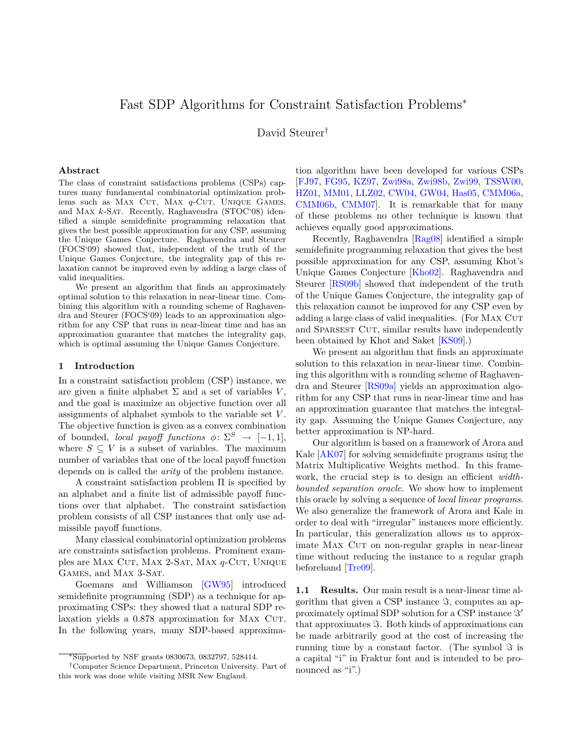# Fast SDP Algorithms for Constraint Satisfaction Problems[*]

David Steurer[†]

### Abstract

The class of constraint satisfactions problems (CSPs) captures many fundamental combinatorial optimization problems such as Max Cut, Max $q$-Cut, Unique Games, and Max $k$-Sat. Recently, Raghavendra (STOC'08) identified a simple semidefinite programming relaxation that gives the best possible approximation for any CSP, assuming the Unique Games Conjecture. Raghavendra and Steurer (FOCS'09) showed that, independent of the truth of the Unique Games Conjecture, the integrality gap of this relaxation cannot be improved even by adding a large class of valid inequalities.

We present an algorithm that finds an approximately optimal solution to this relaxation in near-linear time. Combining this algorithm with a rounding scheme of Raghavendra and Steurer (FOCS'09) leads to an approximation algorithm for any CSP that runs in near-linear time and has an approximation guarantee that matches the integrality gap, which is optimal assuming the Unique Games Conjecture.

## 1 Introduction

In a constraint satisfaction problem (CSP) instance, we are given a finite alphabet $\Sigma$ and a set of variables $V$, and the goal is maximize an objective function over all assignments of alphabet symbols to the variable set $V$. The objective function is given as a convex combination of bounded, *local payoff functions* $\phi\colon \Sigma^S \to [-1, 1]$, where $S \subseteq V$ is a subset of variables. The maximum number of variables that one of the local payoff function depends on is called the *arity* of the problem instance.

A constraint satisfaction problem $\Pi$ is specified by an alphabet and a finite list of admissible payoff functions over that alphabet. The constraint satisfaction problem consists of all CSP instances that only use admissible payoff functions.

Many classical combinatorial optimization problems are constraints satisfaction problems. Prominent examples are Max Cut, Max 2-Sat, Max $q$-Cut, Unique Games, and Max 3-Sat.

Goemans and Williamson [GW95] introduced semidefinite programming (SDP) as a technique for approximating CSPs: they showed that a natural SDP relaxation yields a 0.878 approximation for Max Cut. In the following years, many SDP-based approximation algorithm have been developed for various CSPs [FJ97, FG95, KZ97, Zwi98a, Zwi98b, Zwi99, TSSW00, HZ01, MM01, LLZ02, CW04, GW04, Has05, CMM06a, CMM06b, CMM07]. It is remarkable that for many of these problems no other technique is known that achieves equally good approximations.

Recently, Raghavendra [Rag08] identified a simple semidefinite programming relaxation that gives the best possible approximation for any CSP, assuming Khot's Unique Games Conjecture [Kho02]. Raghavendra and Steurer [RS09b] showed that independent of the truth of the Unique Games Conjecture, the integrality gap of this relaxation cannot be improved for any CSP even by adding a large class of valid inequalities. (For Max Cut and Sparsest Cut, similar results have independently been obtained by Khot and Saket [KS09].)

We present an algorithm that finds an approximate solution to this relaxation in near-linear time. Combining this algorithm with a rounding scheme of Raghavendra and Steurer [RS09a] yields an approximation algorithm for any CSP that runs in near-linear time and has an approximation guarantee that matches the integrality gap. Assuming the Unique Games Conjecture, any better approximation is NP-hard.

Our algorithm is based on a framework of Arora and Kale [AK07] for solving semidefinite programs using the Matrix Multiplicative Weights method. In this framework, the crucial step is to design an efficient *width-bounded separation oracle*. We show how to implement this oracle by solving a sequence of *local linear programs*. We also generalize the framework of Arora and Kale in order to deal with "irregular" instances more efficiently. In particular, this generalization allows us to approximate Max Cut on non-regular graphs in near-linear time without reducing the instance to a regular graph beforehand [Tre09].

**1.1 Results.** Our main result is a near-linear time algorithm that given a CSP instance $\mathfrak{I}$, computes an approximately optimal SDP solution for a CSP instance $\mathfrak{I}'$ that approximates $\mathfrak{I}$. Both kinds of approximations can be made arbitrarily good at the cost of increasing the running time by a constant factor. (The symbol $\mathfrak{I}$ is a capital "i" in Fraktur font and is intended to be pronounced as "i".)

[*]Supported by NSF grants 0830673, 0832797, 528414.

[†]Computer Science Department, Princeton University. Part of this work was done while visiting MSR New England.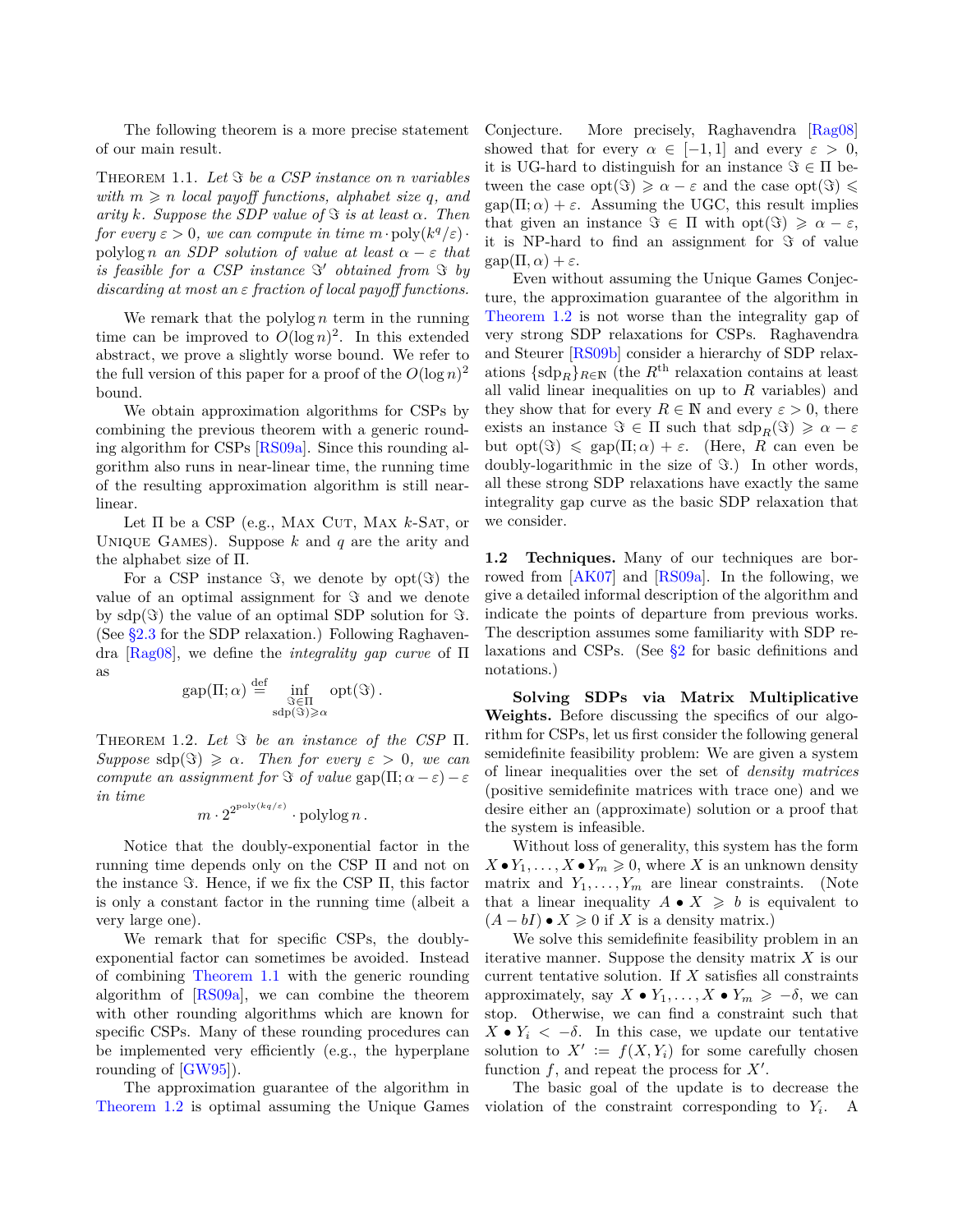The following theorem is a more precise statement of our main result.

Theorem 1.1. *Let $\Im$ be a CSP instance on $n$ variables with $m \geqslant n$ local payoff functions, alphabet size $q$, and arity $k$. Suppose the SDP value of $\Im$ is at least $\alpha$. Then for every $\varepsilon > 0$, we can compute in time $m \cdot \mathrm{poly}(k^q/\varepsilon) \cdot \mathrm{polylog}\, n$ an SDP solution of value at least $\alpha - \varepsilon$ that is feasible for a CSP instance $\Im'$ obtained from $\Im$ by discarding at most an $\varepsilon$ fraction of local payoff functions.*

We remark that the polylog $n$ term in the running time can be improved to $O(\log n)^2$. In this extended abstract, we prove a slightly worse bound. We refer to the full version of this paper for a proof of the $O(\log n)^2$ bound.

We obtain approximation algorithms for CSPs by combining the previous theorem with a generic rounding algorithm for CSPs [RS09a]. Since this rounding algorithm also runs in near-linear time, the running time of the resulting approximation algorithm is still near-linear.

Let $\Pi$ be a CSP (e.g., Max Cut, Max $k$-Sat, or Unique Games). Suppose $k$ and $q$ are the arity and the alphabet size of $\Pi$.

For a CSP instance $\Im$, we denote by $\mathrm{opt}(\Im)$ the value of an optimal assignment for $\Im$ and we denote by $\mathrm{sdp}(\Im)$ the value of an optimal SDP solution for $\Im$. (See §2.3 for the SDP relaxation.) Following Raghavendra [Rag08], we define the *integrality gap curve* of $\Pi$ as

$$\mathrm{gap}(\Pi; \alpha) \stackrel{\mathrm{def}}{=} \inf_{\substack{\Im \in \Pi \\ \mathrm{sdp}(\Im) \geqslant \alpha}} \mathrm{opt}(\Im)\,.$$

Theorem 1.2. *Let $\Im$ be an instance of the CSP $\Pi$. Suppose $\mathrm{sdp}(\Im) \geqslant \alpha$. Then for every $\varepsilon > 0$, we can compute an assignment for $\Im$ of value $\mathrm{gap}(\Pi; \alpha - \varepsilon) - \varepsilon$ in time*

$$m \cdot 2^{2^{\mathrm{poly}(kq/\varepsilon)}} \cdot \mathrm{polylog}\, n\,.$$

Notice that the doubly-exponential factor in the running time depends only on the CSP $\Pi$ and not on the instance $\Im$. Hence, if we fix the CSP $\Pi$, this factor is only a constant factor in the running time (albeit a very large one).

We remark that for specific CSPs, the doubly-exponential factor can sometimes be avoided. Instead of combining Theorem 1.1 with the generic rounding algorithm of [RS09a], we can combine the theorem with other rounding algorithms which are known for specific CSPs. Many of these rounding procedures can be implemented very efficiently (e.g., the hyperplane rounding of [GW95]).

The approximation guarantee of the algorithm in Theorem 1.2 is optimal assuming the Unique Games Conjecture. More precisely, Raghavendra [Rag08] showed that for every $\alpha \in [-1, 1]$ and every $\varepsilon > 0$, it is UG-hard to distinguish for an instance $\Im \in \Pi$ between the case $\mathrm{opt}(\Im) \geqslant \alpha - \varepsilon$ and the case $\mathrm{opt}(\Im) \leqslant \mathrm{gap}(\Pi; \alpha) + \varepsilon$. Assuming the UGC, this result implies that given an instance $\Im \in \Pi$ with $\mathrm{opt}(\Im) \geqslant \alpha - \varepsilon$, it is NP-hard to find an assignment for $\Im$ of value $\mathrm{gap}(\Pi, \alpha) + \varepsilon$.

Even without assuming the Unique Games Conjecture, the approximation guarantee of the algorithm in Theorem 1.2 is not worse than the integrality gap of very strong SDP relaxations for CSPs. Raghavendra and Steurer [RS09b] consider a hierarchy of SDP relaxations $\{\mathrm{sdp}_R\}_{R \in \mathbb{N}}$ (the $R^{\text{th}}$ relaxation contains at least all valid linear inequalities on up to $R$ variables) and they show that for every $R \in \mathbb{N}$ and every $\varepsilon > 0$, there exists an instance $\Im \in \Pi$ such that $\mathrm{sdp}_R(\Im) \geqslant \alpha - \varepsilon$ but $\mathrm{opt}(\Im) \leqslant \mathrm{gap}(\Pi; \alpha) + \varepsilon$. (Here, $R$ can even be doubly-logarithmic in the size of $\Im$.) In other words, all these strong SDP relaxations have exactly the same integrality gap curve as the basic SDP relaxation that we consider.

**1.2 Techniques.** Many of our techniques are borrowed from [AK07] and [RS09a]. In the following, we give a detailed informal description of the algorithm and indicate the points of departure from previous works. The description assumes some familiarity with SDP relaxations and CSPs. (See §2 for basic definitions and notations.)

**Solving SDPs via Matrix Multiplicative Weights.** Before discussing the specifics of our algorithm for CSPs, let us first consider the following general semidefinite feasibility problem: We are given a system of linear inequalities over the set of *density matrices* (positive semidefinite matrices with trace one) and we desire either an (approximate) solution or a proof that the system is infeasible.

Without loss of generality, this system has the form $X \bullet Y_1, \ldots, X \bullet Y_m \geqslant 0$, where $X$ is an unknown density matrix and $Y_1, \ldots, Y_m$ are linear constraints. (Note that a linear inequality $A \bullet X \geqslant b$ is equivalent to $(A - bI) \bullet X \geqslant 0$ if $X$ is a density matrix.)

We solve this semidefinite feasibility problem in an iterative manner. Suppose the density matrix $X$ is our current tentative solution. If $X$ satisfies all constraints approximately, say $X \bullet Y_1, \ldots, X \bullet Y_m \geqslant -\delta$, we can stop. Otherwise, we can find a constraint such that $X \bullet Y_i < -\delta$. In this case, we update our tentative solution to $X' := f(X, Y_i)$ for some carefully chosen function $f$, and repeat the process for $X'$.

The basic goal of the update is to decrease the violation of the constraint corresponding to $Y_i$. A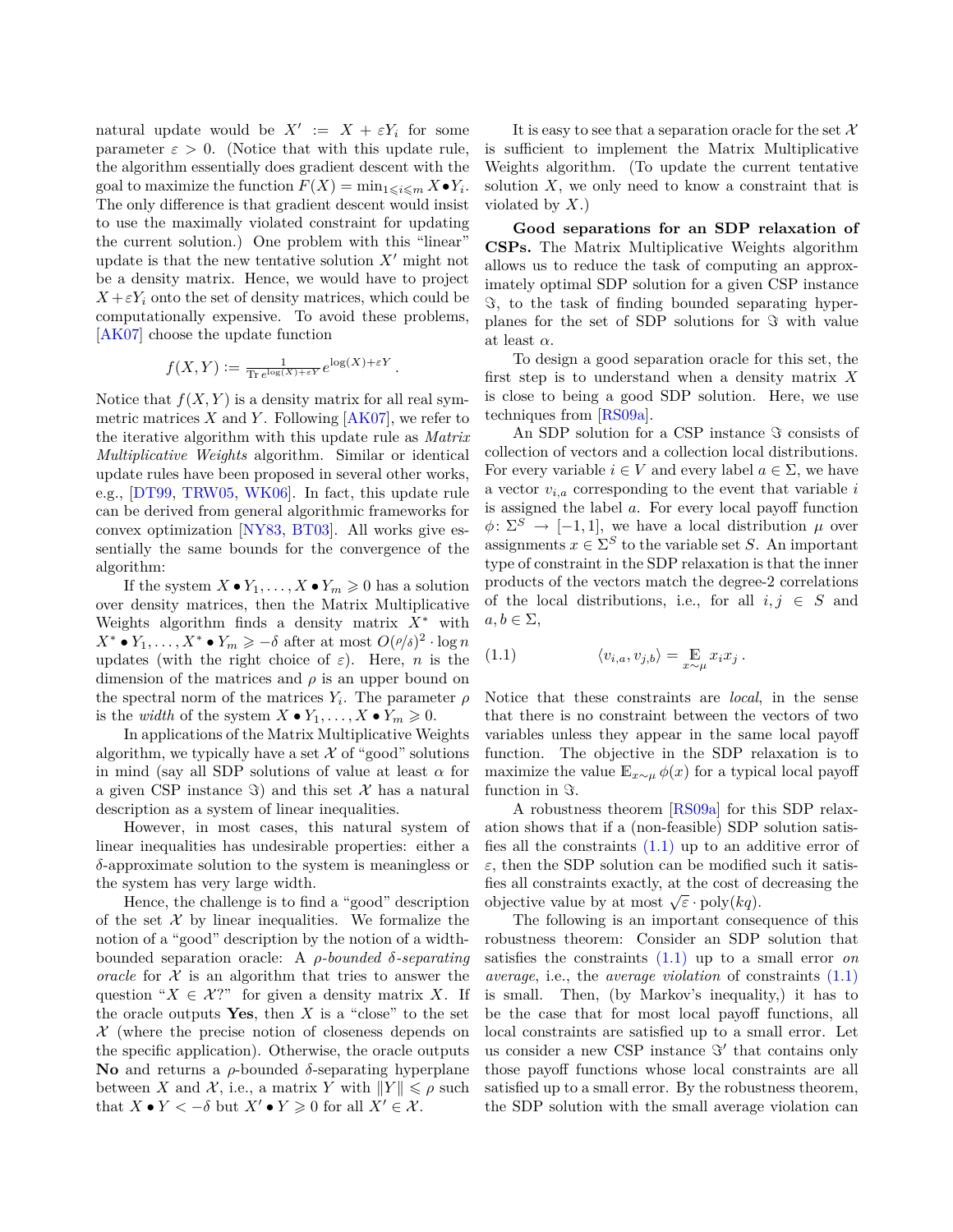natural update would be $X' := X + \varepsilon Y_i$ for some parameter $\varepsilon > 0$. (Notice that with this update rule, the algorithm essentially does gradient descent with the goal to maximize the function $F(X) = \min_{1 \leqslant i \leqslant m} X \bullet Y_i$. The only difference is that gradient descent would insist to use the maximally violated constraint for updating the current solution.) One problem with this "linear" update is that the new tentative solution $X'$ might not be a density matrix. Hence, we would have to project $X + \varepsilon Y_i$ onto the set of density matrices, which could be computationally expensive. To avoid these problems, [AK07] choose the update function

$$f(X, Y) := \tfrac{1}{\operatorname{Tr} e^{\log(X)+\varepsilon Y}} e^{\log(X)+\varepsilon Y} .$$

Notice that $f(X, Y)$ is a density matrix for all real symmetric matrices $X$ and $Y$. Following [AK07], we refer to the iterative algorithm with this update rule as *Matrix Multiplicative Weights* algorithm. Similar or identical update rules have been proposed in several other works, e.g., [DT99, TRW05, WK06]. In fact, this update rule can be derived from general algorithmic frameworks for convex optimization [NY83, BT03]. All works give essentially the same bounds for the convergence of the algorithm:

If the system $X \bullet Y_1, \ldots, X \bullet Y_m \geqslant 0$ has a solution over density matrices, then the Matrix Multiplicative Weights algorithm finds a density matrix $X^*$ with $X^* \bullet Y_1, \ldots, X^* \bullet Y_m \geqslant -\delta$ after at most $O(\rho/\delta)^2 \cdot \log n$ updates (with the right choice of $\varepsilon$). Here, $n$ is the dimension of the matrices and $\rho$ is an upper bound on the spectral norm of the matrices $Y_i$. The parameter $\rho$ is the *width* of the system $X \bullet Y_1, \ldots, X \bullet Y_m \geqslant 0$.

In applications of the Matrix Multiplicative Weights algorithm, we typically have a set $\mathcal{X}$ of "good" solutions in mind (say all SDP solutions of value at least $\alpha$ for a given CSP instance $\Im$) and this set $\mathcal{X}$ has a natural description as a system of linear inequalities.

However, in most cases, this natural system of linear inequalities has undesirable properties: either a $\delta$-approximate solution to the system is meaningless or the system has very large width.

Hence, the challenge is to find a "good" description of the set $\mathcal{X}$ by linear inequalities. We formalize the notion of a "good" description by the notion of a width-bounded separation oracle: A *$\rho$-bounded $\delta$-separating oracle* for $\mathcal{X}$ is an algorithm that tries to answer the question "$X \in \mathcal{X}$?" for given a density matrix $X$. If the oracle outputs **Yes**, then $X$ is a "close" to the set $\mathcal{X}$ (where the precise notion of closeness depends on the specific application). Otherwise, the oracle outputs **No** and returns a $\rho$-bounded $\delta$-separating hyperplane between $X$ and $\mathcal{X}$, i.e., a matrix $Y$ with $\|Y\| \leqslant \rho$ such that $X \bullet Y < -\delta$ but $X' \bullet Y \geqslant 0$ for all $X' \in \mathcal{X}$.

It is easy to see that a separation oracle for the set $\mathcal{X}$ is sufficient to implement the Matrix Multiplicative Weights algorithm. (To update the current tentative solution $X$, we only need to know a constraint that is violated by $X$.)

**Good separations for an SDP relaxation of CSPs.** The Matrix Multiplicative Weights algorithm allows us to reduce the task of computing an approximately optimal SDP solution for a given CSP instance $\Im$, to the task of finding bounded separating hyperplanes for the set of SDP solutions for $\Im$ with value at least $\alpha$.

To design a good separation oracle for this set, the first step is to understand when a density matrix $X$ is close to being a good SDP solution. Here, we use techniques from [RS09a].

An SDP solution for a CSP instance $\Im$ consists of collection of vectors and a collection local distributions. For every variable $i \in V$ and every label $a \in \Sigma$, we have a vector $v_{i,a}$ corresponding to the event that variable $i$ is assigned the label $a$. For every local payoff function $\phi\colon \Sigma^S \to [-1, 1]$, we have a local distribution $\mu$ over assignments $x \in \Sigma^S$ to the variable set $S$. An important type of constraint in the SDP relaxation is that the inner products of the vectors match the degree-2 correlations of the local distributions, i.e., for all $i, j \in S$ and $a, b \in \Sigma$,

$$\langle v_{i,a}, v_{j,b} \rangle = \mathop{\mathbb{E}}_{x \sim \mu} x_i x_j \,. \tag{1.1}$$

Notice that these constraints are *local*, in the sense that there is no constraint between the vectors of two variables unless they appear in the same local payoff function. The objective in the SDP relaxation is to maximize the value $\mathbb{E}_{x\sim\mu} \phi(x)$ for a typical local payoff function in $\Im$.

A robustness theorem [RS09a] for this SDP relaxation shows that if a (non-feasible) SDP solution satisfies all the constraints (1.1) up to an additive error of $\varepsilon$, then the SDP solution can be modified such it satisfies all constraints exactly, at the cost of decreasing the objective value by at most $\sqrt{\varepsilon} \cdot \mathrm{poly}(kq)$.

The following is an important consequence of this robustness theorem: Consider an SDP solution that satisfies the constraints (1.1) up to a small error *on average*, i.e., the *average violation* of constraints (1.1) is small. Then, (by Markov's inequality,) it has to be the case that for most local payoff functions, all local constraints are satisfied up to a small error. Let us consider a new CSP instance $\Im'$ that contains only those payoff functions whose local constraints are all satisfied up to a small error. By the robustness theorem, the SDP solution with the small average violation can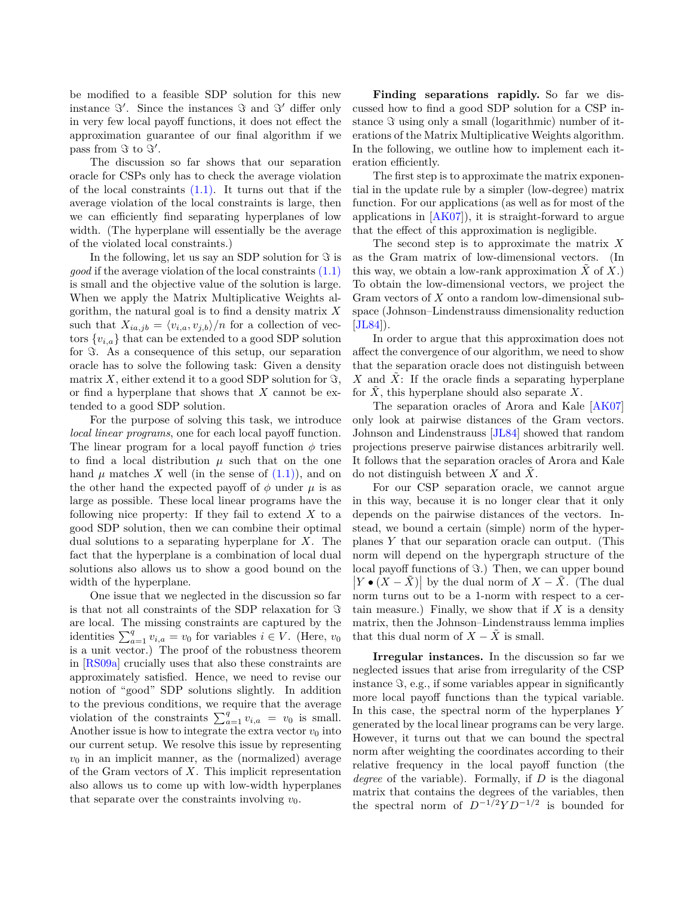be modified to a feasible SDP solution for this new instance $\Im'$. Since the instances $\Im$ and $\Im'$ differ only in very few local payoff functions, it does not effect the approximation guarantee of our final algorithm if we pass from $\Im$ to $\Im'$.

The discussion so far shows that our separation oracle for CSPs only has to check the average violation of the local constraints (1.1). It turns out that if the average violation of the local constraints is large, then we can efficiently find separating hyperplanes of low width. (The hyperplane will essentially be the average of the violated local constraints.)

In the following, let us say an SDP solution for $\Im$ is *good* if the average violation of the local constraints (1.1) is small and the objective value of the solution is large. When we apply the Matrix Multiplicative Weights algorithm, the natural goal is to find a density matrix $X$ such that $X_{ia,jb} = \langle v_{i,a}, v_{j,b}\rangle/n$ for a collection of vectors $\{v_{i,a}\}$ that can be extended to a good SDP solution for $\Im$. As a consequence of this setup, our separation oracle has to solve the following task: Given a density matrix $X$, either extend it to a good SDP solution for $\Im$, or find a hyperplane that shows that $X$ cannot be extended to a good SDP solution.

For the purpose of solving this task, we introduce *local linear programs*, one for each local payoff function. The linear program for a local payoff function $\phi$ tries to find a local distribution $\mu$ such that on the one hand $\mu$ matches $X$ well (in the sense of (1.1)), and on the other hand the expected payoff of $\phi$ under $\mu$ is as large as possible. These local linear programs have the following nice property: If they fail to extend $X$ to a good SDP solution, then we can combine their optimal dual solutions to a separating hyperplane for $X$. The fact that the hyperplane is a combination of local dual solutions also allows us to show a good bound on the width of the hyperplane.

One issue that we neglected in the discussion so far is that not all constraints of the SDP relaxation for $\Im$ are local. The missing constraints are captured by the identities $\sum_{a=1}^{q} v_{i,a} = v_0$ for variables $i \in V$. (Here, $v_0$ is a unit vector.) The proof of the robustness theorem in [RS09a] crucially uses that also these constraints are approximately satisfied. Hence, we need to revise our notion of "good" SDP solutions slightly. In addition to the previous conditions, we require that the average violation of the constraints $\sum_{a=1}^{q} v_{i,a} = v_0$ is small. Another issue is how to integrate the extra vector $v_0$ into our current setup. We resolve this issue by representing $v_0$ in an implicit manner, as the (normalized) average of the Gram vectors of $X$. This implicit representation also allows us to come up with low-width hyperplanes that separate over the constraints involving $v_0$.

**Finding separations rapidly.** So far we discussed how to find a good SDP solution for a CSP instance $\Im$ using only a small (logarithmic) number of iterations of the Matrix Multiplicative Weights algorithm. In the following, we outline how to implement each iteration efficiently.

The first step is to approximate the matrix exponential in the update rule by a simpler (low-degree) matrix function. For our applications (as well as for most of the applications in [AK07]), it is straight-forward to argue that the effect of this approximation is negligible.

The second step is to approximate the matrix $X$ as the Gram matrix of low-dimensional vectors. (In this way, we obtain a low-rank approximation $\tilde{X}$ of $X$.) To obtain the low-dimensional vectors, we project the Gram vectors of $X$ onto a random low-dimensional subspace (Johnson–Lindenstrauss dimensionality reduction [JL84]).

In order to argue that this approximation does not affect the convergence of our algorithm, we need to show that the separation oracle does not distinguish between $X$ and $\tilde{X}$: If the oracle finds a separating hyperplane for $\tilde{X}$, this hyperplane should also separate $X$.

The separation oracles of Arora and Kale [AK07] only look at pairwise distances of the Gram vectors. Johnson and Lindenstrauss [JL84] showed that random projections preserve pairwise distances arbitrarily well. It follows that the separation oracles of Arora and Kale do not distinguish between $X$ and $\tilde{X}$.

For our CSP separation oracle, we cannot argue in this way, because it is no longer clear that it only depends on the pairwise distances of the vectors. Instead, we bound a certain (simple) norm of the hyperplanes $Y$ that our separation oracle can output. (This norm will depend on the hypergraph structure of the local payoff functions of $\Im$.) Then, we can upper bound $|Y \bullet (X - \tilde{X})|$ by the dual norm of $X - \tilde{X}$. (The dual norm turns out to be a 1-norm with respect to a certain measure.) Finally, we show that if $X$ is a density matrix, then the Johnson–Lindenstrauss lemma implies that this dual norm of $X - \tilde{X}$ is small.

**Irregular instances.** In the discussion so far we neglected issues that arise from irregularity of the CSP instance $\Im$, e.g., if some variables appear in significantly more local payoff functions than the typical variable. In this case, the spectral norm of the hyperplanes $Y$ generated by the local linear programs can be very large. However, it turns out that we can bound the spectral norm after weighting the coordinates according to their relative frequency in the local payoff function (the *degree* of the variable). Formally, if $D$ is the diagonal matrix that contains the degrees of the variables, then the spectral norm of $D^{-1/2} Y D^{-1/2}$ is bounded for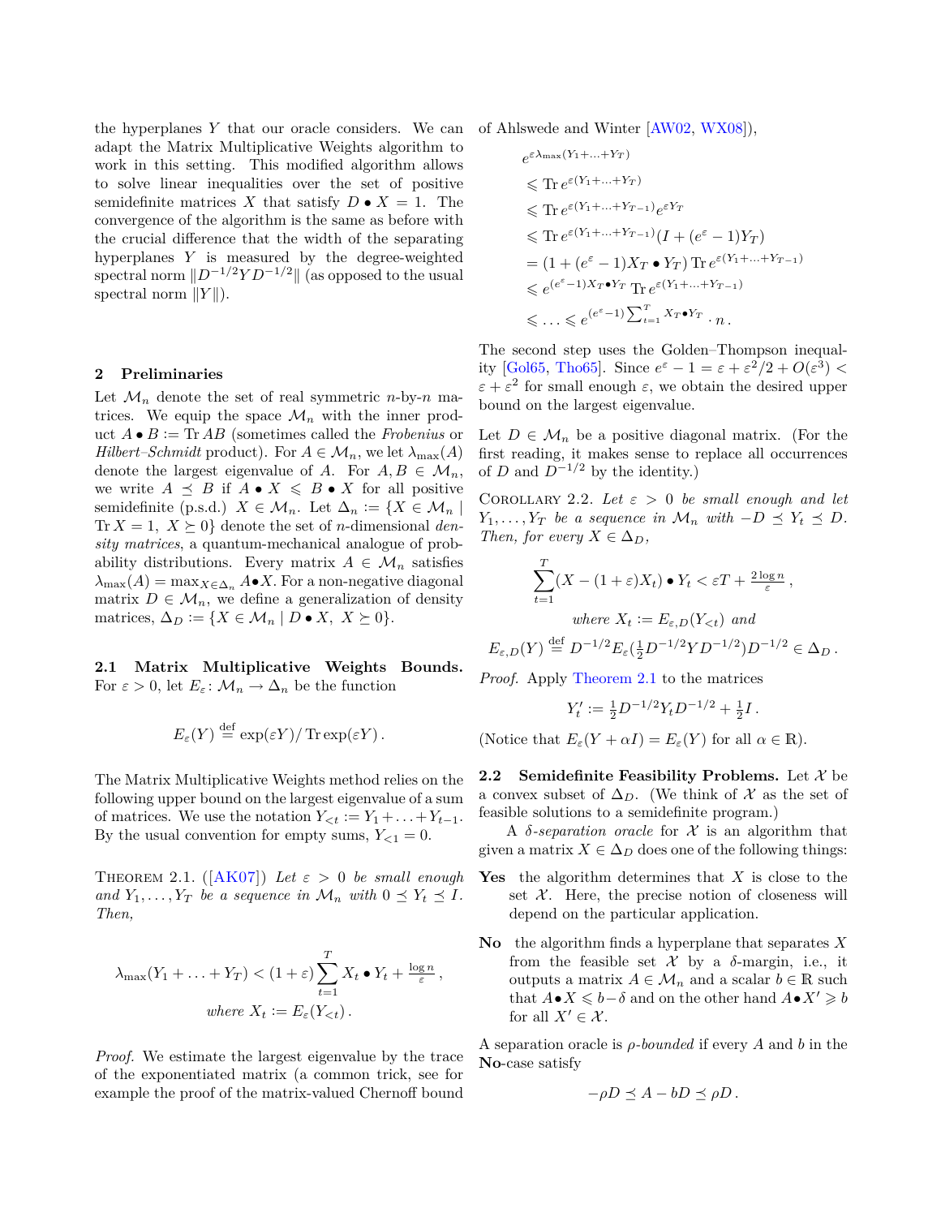the hyperplanes $Y$ that our oracle considers. We can adapt the Matrix Multiplicative Weights algorithm to work in this setting. This modified algorithm allows to solve linear inequalities over the set of positive semidefinite matrices $X$ that satisfy $D \bullet X = 1$. The convergence of the algorithm is the same as before with the crucial difference that the width of the separating hyperplanes $Y$ is measured by the degree-weighted spectral norm $\|D^{-1/2} Y D^{-1/2}\|$ (as opposed to the usual spectral norm $\|Y\|$).

## 2 Preliminaries

Let $\mathcal{M}_n$ denote the set of real symmetric $n$-by-$n$ matrices. We equip the space $\mathcal{M}_n$ with the inner product $A \bullet B := \operatorname{Tr} AB$ (sometimes called the *Frobenius* or *Hilbert–Schmidt* product). For $A \in \mathcal{M}_n$, we let $\lambda_{\max}(A)$ denote the largest eigenvalue of $A$. For $A, B \in \mathcal{M}_n$, we write $A \preceq B$ if $A \bullet X \leqslant B \bullet X$ for all positive semidefinite (p.s.d.) $X \in \mathcal{M}_n$. Let $\Delta_n := \{X \in \mathcal{M}_n \mid \operatorname{Tr} X = 1,\ X \succeq 0\}$ denote the set of $n$-dimensional *density matrices*, a quantum-mechanical analogue of probability distributions. Every matrix $A \in \mathcal{M}_n$ satisfies $\lambda_{\max}(A) = \max_{X \in \Delta_n} A \bullet X$. For a non-negative diagonal matrix $D \in \mathcal{M}_n$, we define a generalization of density matrices, $\Delta_D := \{X \in \mathcal{M}_n \mid D \bullet X,\ X \succeq 0\}$.

### 2.1 Matrix Multiplicative Weights Bounds.

For $\varepsilon > 0$, let $E_\varepsilon \colon \mathcal{M}_n \to \Delta_n$ be the function

$$E_\varepsilon(Y) \stackrel{\text{def}}{=} \exp(\varepsilon Y) / \operatorname{Tr} \exp(\varepsilon Y)\,.$$

The Matrix Multiplicative Weights method relies on the following upper bound on the largest eigenvalue of a sum of matrices. We use the notation $Y_{<t} := Y_1 + \ldots + Y_{t-1}$. By the usual convention for empty sums, $Y_{<1} = 0$.

THEOREM 2.1. ([AK07]) *Let $\varepsilon > 0$ be small enough and $Y_1, \ldots, Y_T$ be a sequence in $\mathcal{M}_n$ with $0 \preceq Y_t \preceq I$. Then,*

$$\lambda_{\max}(Y_1 + \ldots + Y_T) < (1+\varepsilon) \sum_{t=1}^{T} X_t \bullet Y_t + \tfrac{\log n}{\varepsilon}\,,$$
$$\textit{where } X_t := E_\varepsilon(Y_{<t})\,.$$

*Proof.* We estimate the largest eigenvalue by the trace of the exponentiated matrix (a common trick, see for example the proof of the matrix-valued Chernoff bound of Ahlswede and Winter [AW02, WX08]),

$$\begin{aligned}
&e^{\varepsilon \lambda_{\max}(Y_1 + \ldots + Y_T)} \\
&\leqslant \operatorname{Tr} e^{\varepsilon (Y_1 + \ldots + Y_T)} \\
&\leqslant \operatorname{Tr} e^{\varepsilon (Y_1 + \ldots + Y_{T-1})} e^{\varepsilon Y_T} \\
&\leqslant \operatorname{Tr} e^{\varepsilon (Y_1 + \ldots + Y_{T-1})} (I + (e^\varepsilon - 1) Y_T) \\
&= (1 + (e^\varepsilon - 1) X_T \bullet Y_T) \operatorname{Tr} e^{\varepsilon (Y_1 + \ldots + Y_{T-1})} \\
&\leqslant e^{(e^\varepsilon - 1) X_T \bullet Y_T} \operatorname{Tr} e^{\varepsilon (Y_1 + \ldots + Y_{T-1})} \\
&\leqslant \ldots \leqslant e^{(e^\varepsilon - 1) \sum_{t=1}^{T} X_T \bullet Y_T} \cdot n\,.
\end{aligned}$$

The second step uses the Golden–Thompson inequality [Gol65, Tho65]. Since $e^\varepsilon - 1 = \varepsilon + \varepsilon^2/2 + O(\varepsilon^3) < \varepsilon + \varepsilon^2$ for small enough $\varepsilon$, we obtain the desired upper bound on the largest eigenvalue.

Let $D \in \mathcal{M}_n$ be a positive diagonal matrix. (For the first reading, it makes sense to replace all occurrences of $D$ and $D^{-1/2}$ by the identity.)

COROLLARY 2.2. *Let $\varepsilon > 0$ be small enough and let $Y_1, \ldots, Y_T$ be a sequence in $\mathcal{M}_n$ with $-D \preceq Y_t \preceq D$. Then, for every $X \in \Delta_D$,*

$$\sum_{t=1}^{T} (X - (1+\varepsilon) X_t) \bullet Y_t < \varepsilon T + \tfrac{2 \log n}{\varepsilon}\,,$$
$$\textit{where } X_t := E_{\varepsilon,D}(Y_{<t}) \textit{ and}$$
$$E_{\varepsilon,D}(Y) \stackrel{\text{def}}{=} D^{-1/2} E_\varepsilon(\tfrac{1}{2} D^{-1/2} Y D^{-1/2}) D^{-1/2} \in \Delta_D\,.$$

*Proof.* Apply Theorem 2.1 to the matrices

$$Y_t' := \tfrac{1}{2} D^{-1/2} Y_t D^{-1/2} + \tfrac{1}{2} I\,.$$

(Notice that $E_\varepsilon(Y + \alpha I) = E_\varepsilon(Y)$ for all $\alpha \in \mathbb{R}$).

### 2.2 Semidefinite Feasibility Problems.

Let $\mathcal{X}$ be a convex subset of $\Delta_D$. (We think of $\mathcal{X}$ as the set of feasible solutions to a semidefinite program.)

A *$\delta$-separation oracle* for $\mathcal{X}$ is an algorithm that given a matrix $X \in \Delta_D$ does one of the following things:

**Yes** the algorithm determines that $X$ is close to the set $\mathcal{X}$. Here, the precise notion of closeness will depend on the particular application.

**No** the algorithm finds a hyperplane that separates $X$ from the feasible set $\mathcal{X}$ by a $\delta$-margin, i.e., it outputs a matrix $A \in \mathcal{M}_n$ and a scalar $b \in \mathbb{R}$ such that $A \bullet X \leqslant b - \delta$ and on the other hand $A \bullet X' \geqslant b$ for all $X' \in \mathcal{X}$.

A separation oracle is *$\rho$-bounded* if every $A$ and $b$ in the **No**-case satisfy

$$-\rho D \preceq A - bD \preceq \rho D\,.$$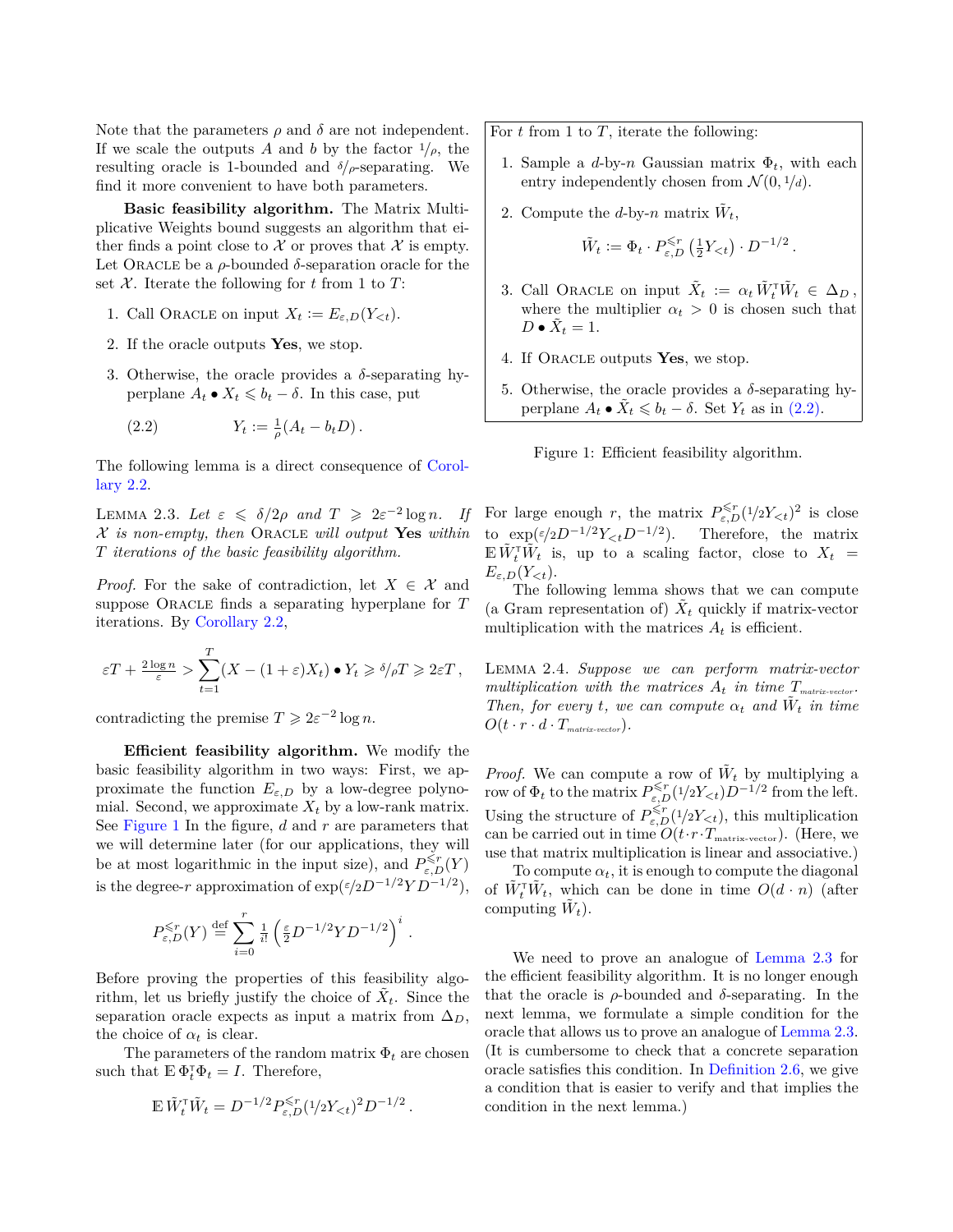Note that the parameters $\rho$ and $\delta$ are not independent. If we scale the outputs $A$ and $b$ by the factor $1/\rho$, the resulting oracle is 1-bounded and $\delta/\rho$-separating. We find it more convenient to have both parameters.

**Basic feasibility algorithm.** The Matrix Multiplicative Weights bound suggests an algorithm that either finds a point close to $\mathcal{X}$ or proves that $\mathcal{X}$ is empty. Let Oracle be a $\rho$-bounded $\delta$-separation oracle for the set $\mathcal{X}$. Iterate the following for $t$ from 1 to $T$:

1. Call Oracle on input $X_t := E_{\varepsilon,D}(Y_{<t})$.
2. If the oracle outputs **Yes**, we stop.
3. Otherwise, the oracle provides a $\delta$-separating hyperplane $A_t \bullet X_t \leqslant b_t - \delta$. In this case, put

$$Y_t := \tfrac{1}{\rho}(A_t - b_t D)\,. \tag{2.2}$$

The following lemma is a direct consequence of Corollary 2.2.

Lemma 2.3. *Let $\varepsilon \leqslant \delta/2\rho$ and $T \geqslant 2\varepsilon^{-2}\log n$. If $\mathcal{X}$ is non-empty, then* Oracle *will output* **Yes** *within $T$ iterations of the basic feasibility algorithm.*

*Proof.* For the sake of contradiction, let $X \in \mathcal{X}$ and suppose Oracle finds a separating hyperplane for $T$ iterations. By Corollary 2.2,

$$\varepsilon T + \tfrac{2\log n}{\varepsilon} > \sum_{t=1}^{T}(X - (1+\varepsilon)X_t)\bullet Y_t \geqslant \delta/\rho T \geqslant 2\varepsilon T\,,$$

contradicting the premise $T \geqslant 2\varepsilon^{-2}\log n$.

**Efficient feasibility algorithm.** We modify the basic feasibility algorithm in two ways: First, we approximate the function $E_{\varepsilon,D}$ by a low-degree polynomial. Second, we approximate $X_t$ by a low-rank matrix. See Figure 1 In the figure, $d$ and $r$ are parameters that we will determine later (for our applications, they will be at most logarithmic in the input size), and $P^{\leqslant r}_{\varepsilon,D}(Y)$ is the degree-$r$ approximation of $\exp(\varepsilon/2 D^{-1/2} Y D^{-1/2})$,

$$P^{\leqslant r}_{\varepsilon,D}(Y) \overset{\text{def}}{=} \sum_{i=0}^{r} \tfrac{1}{i!}\left(\tfrac{\varepsilon}{2} D^{-1/2} Y D^{-1/2}\right)^i\,.$$

Before proving the properties of this feasibility algorithm, let us briefly justify the choice of $\tilde{X}_t$. Since the separation oracle expects as input a matrix from $\Delta_D$, the choice of $\alpha_t$ is clear.

The parameters of the random matrix $\Phi_t$ are chosen such that $\mathbb{E}\,\Phi_t^{\intercal}\Phi_t = I$. Therefore,

$$\mathbb{E}\,\tilde{W}_t^{\intercal}\tilde{W}_t = D^{-1/2} P^{\leqslant r}_{\varepsilon,D}(1/2 Y_{<t})^2 D^{-1/2}\,.$$

For $t$ from 1 to $T$, iterate the following:

1. Sample a $d$-by-$n$ Gaussian matrix $\Phi_t$, with each entry independently chosen from $\mathcal{N}(0, 1/d)$.
2. Compute the $d$-by-$n$ matrix $\tilde{W}_t$,
$$\tilde{W}_t := \Phi_t \cdot P^{\leqslant r}_{\varepsilon,D}\left(\tfrac{1}{2}Y_{<t}\right)\cdot D^{-1/2}\,.$$
3. Call Oracle on input $\tilde{X}_t := \alpha_t \tilde{W}_t^{\intercal}\tilde{W}_t \in \Delta_D$, where the multiplier $\alpha_t > 0$ is chosen such that $D \bullet \tilde{X}_t = 1$.
4. If Oracle outputs **Yes**, we stop.
5. Otherwise, the oracle provides a $\delta$-separating hyperplane $A_t \bullet \tilde{X}_t \leqslant b_t - \delta$. Set $Y_t$ as in (2.2).

Figure 1: Efficient feasibility algorithm.

For large enough $r$, the matrix $P^{\leqslant r}_{\varepsilon,D}(1/2 Y_{<t})^2$ is close to $\exp(\varepsilon/2 D^{-1/2} Y_{<t} D^{-1/2})$. Therefore, the matrix $\mathbb{E}\,\tilde{W}_t^{\intercal}\tilde{W}_t$ is, up to a scaling factor, close to $X_t = E_{\varepsilon,D}(Y_{<t})$.

The following lemma shows that we can compute (a Gram representation of) $\tilde{X}_t$ quickly if matrix-vector multiplication with the matrices $A_t$ is efficient.

Lemma 2.4. *Suppose we can perform matrix-vector multiplication with the matrices $A_t$ in time $T_{\text{matrix-vector}}$. Then, for every $t$, we can compute $\alpha_t$ and $\tilde{W}_t$ in time $O(t \cdot r \cdot d \cdot T_{\text{matrix-vector}})$.*

*Proof.* We can compute a row of $\tilde{W}_t$ by multiplying a row of $\Phi_t$ to the matrix $P^{\leqslant r}_{\varepsilon,D}(1/2 Y_{<t})D^{-1/2}$ from the left. Using the structure of $P^{\leqslant r}_{\varepsilon,D}(1/2 Y_{<t})$, this multiplication can be carried out in time $O(t \cdot r \cdot T_{\text{matrix-vector}})$. (Here, we use that matrix multiplication is linear and associative.)

To compute $\alpha_t$, it is enough to compute the diagonal of $\tilde{W}_t^{\intercal}\tilde{W}_t$, which can be done in time $O(d \cdot n)$ (after computing $\tilde{W}_t$).

We need to prove an analogue of Lemma 2.3 for the efficient feasibility algorithm. It is no longer enough that the oracle is $\rho$-bounded and $\delta$-separating. In the next lemma, we formulate a simple condition for the oracle that allows us to prove an analogue of Lemma 2.3. (It is cumbersome to check that a concrete separation oracle satisfies this condition. In Definition 2.6, we give a condition that is easier to verify and that implies the condition in the next lemma.)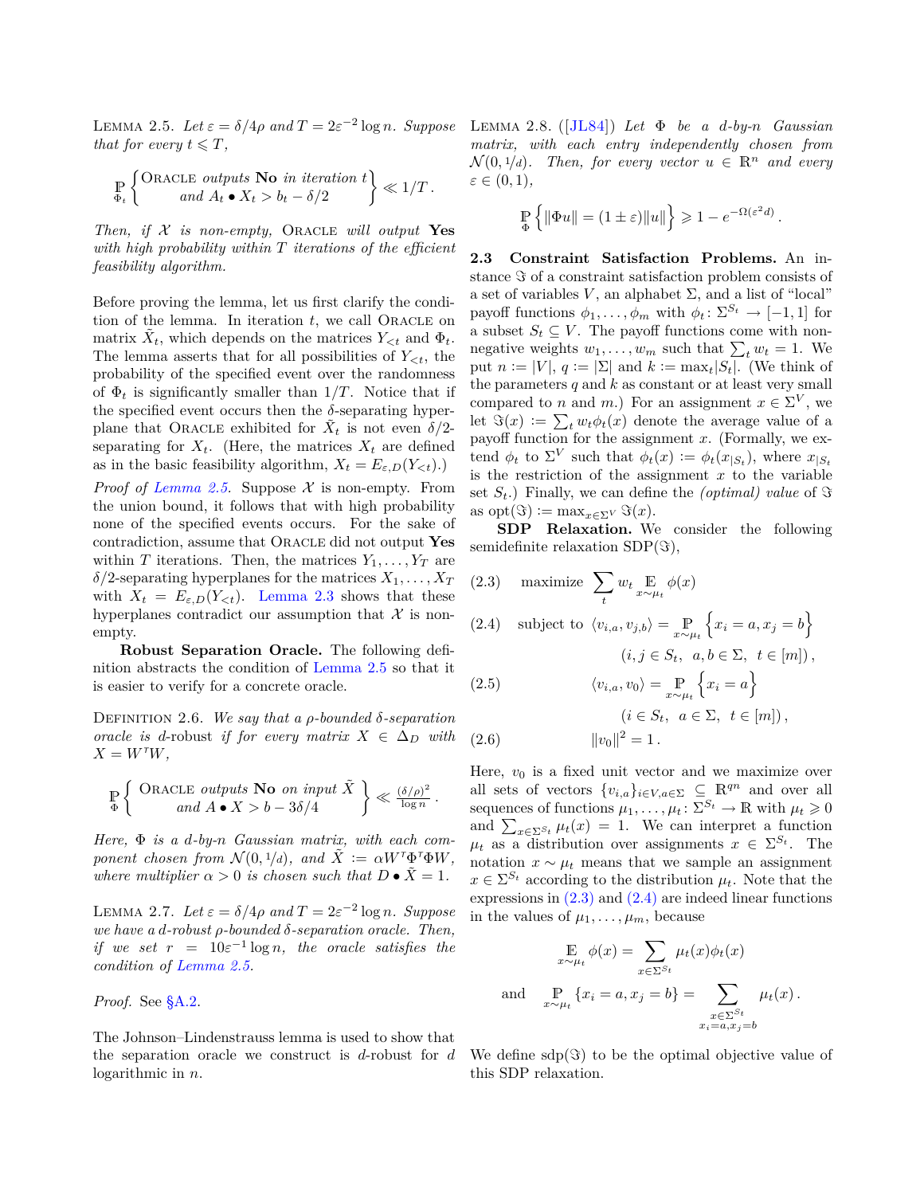LEMMA 2.5. *Let $\varepsilon = \delta/4\rho$ and $T = 2\varepsilon^{-2}\log n$. Suppose that for every $t \leqslant T$,*

$$\mathop{\mathbb{P}}_{\Phi_t}\left\{\begin{array}{c}\text{ORACLE outputs } \textbf{No} \text{ in iteration } t\\ \text{and } A_t \bullet X_t > b_t - \delta/2\end{array}\right\} \ll 1/T\,.$$

*Then, if $\mathcal{X}$ is non-empty, ORACLE will output* **Yes** *with high probability within $T$ iterations of the efficient feasibility algorithm.*

Before proving the lemma, let us first clarify the condition of the lemma. In iteration $t$, we call ORACLE on matrix $\tilde{X}_t$, which depends on the matrices $Y_{<t}$ and $\Phi_t$. The lemma asserts that for all possibilities of $Y_{<t}$, the probability of the specified event over the randomness of $\Phi_t$ is significantly smaller than $1/T$. Notice that if the specified event occurs then the $\delta$-separating hyperplane that ORACLE exhibited for $\tilde{X}_t$ is not even $\delta/2$-separating for $X_t$. (Here, the matrices $X_t$ are defined as in the basic feasibility algorithm, $X_t = E_{\varepsilon,D}(Y_{<t})$.)

*Proof of Lemma 2.5.* Suppose $\mathcal{X}$ is non-empty. From the union bound, it follows that with high probability none of the specified events occurs. For the sake of contradiction, assume that ORACLE did not output **Yes** within $T$ iterations. Then, the matrices $Y_1, \ldots, Y_T$ are $\delta/2$-separating hyperplanes for the matrices $X_1, \ldots, X_T$ with $X_t = E_{\varepsilon,D}(Y_{<t})$. Lemma 2.3 shows that these hyperplanes contradict our assumption that $\mathcal{X}$ is non-empty.

**Robust Separation Oracle.** The following definition abstracts the condition of Lemma 2.5 so that it is easier to verify for a concrete oracle.

DEFINITION 2.6. *We say that a $\rho$-bounded $\delta$-separation oracle is* $d$-robust *if for every matrix $X \in \Delta_D$ with $X = W^\intercal W$,*

$$\mathop{\mathbb{P}}_{\Phi}\left\{\begin{array}{c}\text{ORACLE outputs } \textbf{No} \text{ on input } \tilde{X}\\ \text{and } A \bullet X > b - 3\delta/4\end{array}\right\} \ll \frac{(\delta/\rho)^2}{\log n}\,.$$

*Here, $\Phi$ is a $d$-by-$n$ Gaussian matrix, with each component chosen from $\mathcal{N}(0, 1/d)$, and $\tilde{X} := \alpha W^\intercal \Phi^\intercal \Phi W$, where multiplier $\alpha > 0$ is chosen such that $D \bullet \tilde{X} = 1$.*

LEMMA 2.7. *Let $\varepsilon = \delta/4\rho$ and $T = 2\varepsilon^{-2}\log n$. Suppose we have a $d$-robust $\rho$-bounded $\delta$-separation oracle. Then, if we set $r = 10\varepsilon^{-1}\log n$, the oracle satisfies the condition of Lemma 2.5.*

*Proof.* See §A.2.

The Johnson–Lindenstrauss lemma is used to show that the separation oracle we construct is $d$-robust for $d$ logarithmic in $n$.

LEMMA 2.8. ([JL84]) *Let $\Phi$ be a $d$-by-$n$ Gaussian matrix, with each entry independently chosen from $\mathcal{N}(0, 1/d)$. Then, for every vector $u \in \mathbb{R}^n$ and every $\varepsilon \in (0, 1)$,*

$$\mathop{\mathbb{P}}_{\Phi}\left\{\|\Phi u\| = (1 \pm \varepsilon)\|u\|\right\} \geqslant 1 - e^{-\Omega(\varepsilon^2 d)}\,.$$

**2.3 Constraint Satisfaction Problems.** An instance $\Im$ of a constraint satisfaction problem consists of a set of variables $V$, an alphabet $\Sigma$, and a list of "local" payoff functions $\phi_1, \ldots, \phi_m$ with $\phi_t \colon \Sigma^{S_t} \to [-1, 1]$ for a subset $S_t \subseteq V$. The payoff functions come with non-negative weights $w_1, \ldots, w_m$ such that $\sum_t w_t = 1$. We put $n := |V|$, $q := |\Sigma|$ and $k := \max_t |S_t|$. (We think of the parameters $q$ and $k$ as constant or at least very small compared to $n$ and $m$.) For an assignment $x \in \Sigma^V$, we let $\Im(x) := \sum_t w_t \phi_t(x)$ denote the average value of a payoff function for the assignment $x$. (Formally, we extend $\phi_t$ to $\Sigma^V$ such that $\phi_t(x) := \phi_t(x_{|S_t})$, where $x_{|S_t}$ is the restriction of the assignment $x$ to the variable set $S_t$.) Finally, we can define the *(optimal) value* of $\Im$ as $\mathrm{opt}(\Im) := \max_{x \in \Sigma^V} \Im(x)$.

**SDP Relaxation.** We consider the following semidefinite relaxation $\mathrm{SDP}(\Im)$,

$$\text{(2.3)} \quad \text{maximize } \sum_t w_t \mathop{\mathbb{E}}_{x \sim \mu_t} \phi(x)$$

$$\text{(2.4)} \quad \text{subject to } \langle v_{i,a}, v_{j,b}\rangle = \mathop{\mathbb{P}}_{x \sim \mu_t}\left\{x_i = a, x_j = b\right\} \quad (i, j \in S_t,\ a, b \in \Sigma,\ t \in [m])\,,$$

$$\text{(2.5)} \quad \langle v_{i,a}, v_0\rangle = \mathop{\mathbb{P}}_{x \sim \mu_t}\left\{x_i = a\right\} \quad (i \in S_t,\ a \in \Sigma,\ t \in [m])\,,$$

$$\text{(2.6)} \quad \|v_0\|^2 = 1\,.$$

Here, $v_0$ is a fixed unit vector and we maximize over all sets of vectors $\{v_{i,a}\}_{i \in V, a \in \Sigma} \subseteq \mathbb{R}^{qn}$ and over all sequences of functions $\mu_1, \ldots, \mu_t \colon \Sigma^{S_t} \to \mathbb{R}$ with $\mu_t \geqslant 0$ and $\sum_{x \in \Sigma^{S_t}} \mu_t(x) = 1$. We can interpret a function $\mu_t$ as a distribution over assignments $x \in \Sigma^{S_t}$. The notation $x \sim \mu_t$ means that we sample an assignment $x \in \Sigma^{S_t}$ according to the distribution $\mu_t$. Note that the expressions in (2.3) and (2.4) are indeed linear functions in the values of $\mu_1, \ldots, \mu_m$, because

$$\mathop{\mathbb{E}}_{x \sim \mu_t} \phi(x) = \sum_{x \in \Sigma^{S_t}} \mu_t(x)\phi_t(x)$$

$$\text{and} \quad \mathop{\mathbb{P}}_{x \sim \mu_t}\{x_i = a, x_j = b\} = \sum_{\substack{x \in \Sigma^{S_t}\\ x_i = a, x_j = b}} \mu_t(x)\,.$$

We define $\mathrm{sdp}(\Im)$ to be the optimal objective value of this SDP relaxation.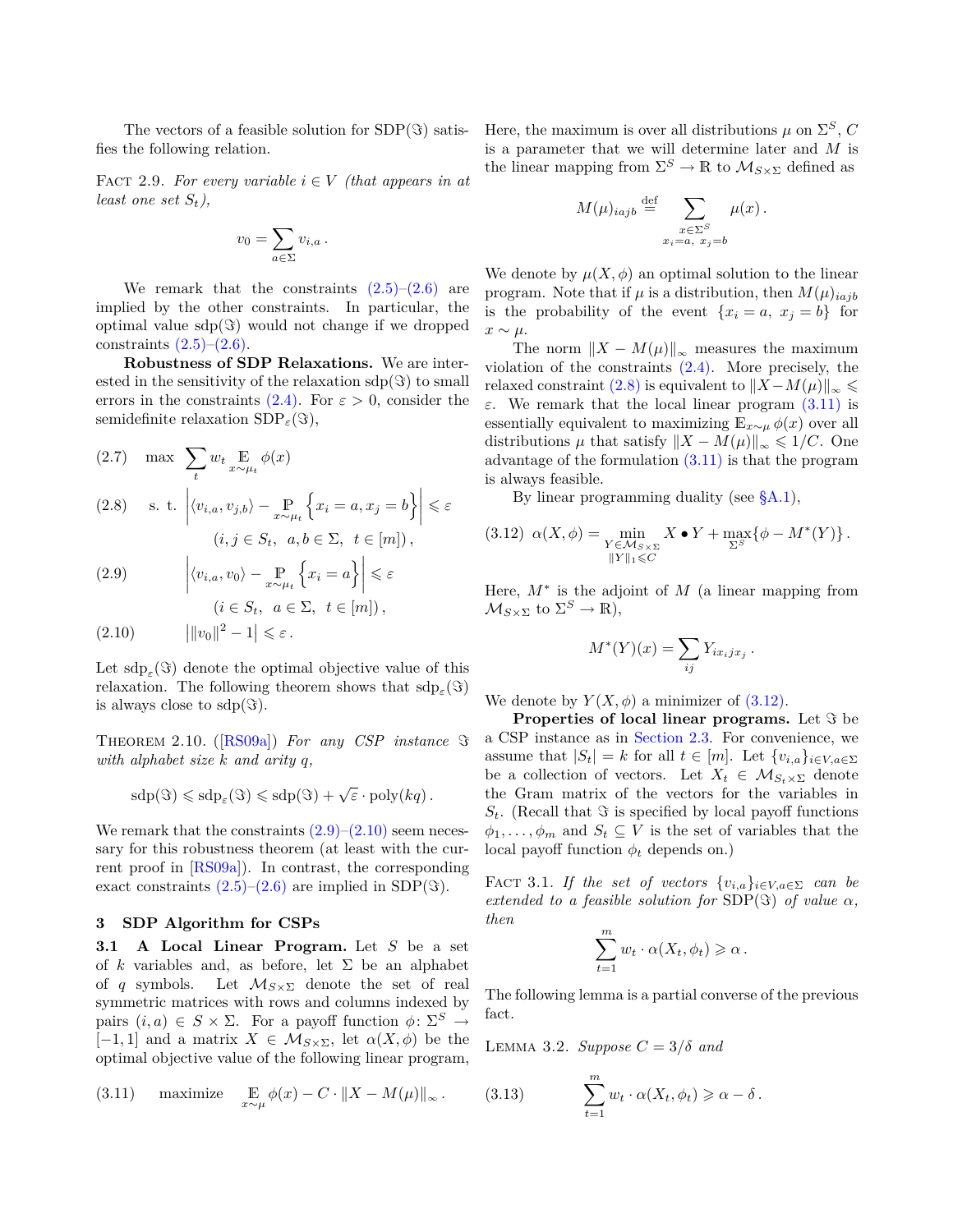The vectors of a feasible solution for $\mathrm{SDP}(\Im)$ satisfies the following relation.

FACT 2.9. *For every variable $i \in V$ (that appears in at least one set $S_t$),*

$$v_0 = \sum_{a\in\Sigma} v_{i,a}\,.$$

We remark that the constraints (2.5)–(2.6) are implied by the other constraints. In particular, the optimal value $\mathrm{sdp}(\Im)$ would not change if we dropped constraints (2.5)–(2.6).

**Robustness of SDP Relaxations.** We are interested in the sensitivity of the relaxation $\mathrm{sdp}(\Im)$ to small errors in the constraints (2.4). For $\varepsilon > 0$, consider the semidefinite relaxation $\mathrm{SDP}_\varepsilon(\Im)$,

$$\text{(2.7)} \quad \max \ \sum_t w_t \mathop{\mathbb{E}}_{x\sim\mu_t} \phi(x)$$

$$\text{(2.8)} \quad \text{s. t.} \ \left|\langle v_{i,a}, v_{j,b}\rangle - \mathop{\mathbb{P}}_{x\sim\mu_t}\left\{x_i = a, x_j = b\right\}\right| \leqslant \varepsilon \quad (i,j\in S_t,\ a,b\in\Sigma,\ t\in[m])\,,$$

$$\text{(2.9)} \quad \left|\langle v_{i,a}, v_0\rangle - \mathop{\mathbb{P}}_{x\sim\mu_t}\left\{x_i = a\right\}\right| \leqslant \varepsilon \quad (i\in S_t,\ a\in\Sigma,\ t\in[m])\,,$$

$$\text{(2.10)} \quad \left|\|v_0\|^2 - 1\right| \leqslant \varepsilon\,.$$

Let $\mathrm{sdp}_\varepsilon(\Im)$ denote the optimal objective value of this relaxation. The following theorem shows that $\mathrm{sdp}_\varepsilon(\Im)$ is always close to $\mathrm{sdp}(\Im)$.

THEOREM 2.10. ([RS09a]) *For any CSP instance $\Im$ with alphabet size $k$ and arity $q$,*

$$\mathrm{sdp}(\Im) \leqslant \mathrm{sdp}_\varepsilon(\Im) \leqslant \mathrm{sdp}(\Im) + \sqrt{\varepsilon}\cdot \mathrm{poly}(kq)\,.$$

We remark that the constraints (2.9)–(2.10) seem necessary for this robustness theorem (at least with the current proof in [RS09a]). In contrast, the corresponding exact constraints (2.5)–(2.6) are implied in $\mathrm{SDP}(\Im)$.

## 3 SDP Algorithm for CSPs

**3.1 A Local Linear Program.** Let $S$ be a set of $k$ variables and, as before, let $\Sigma$ be an alphabet of $q$ symbols. Let $\mathcal{M}_{S\times\Sigma}$ denote the set of real symmetric matrices with rows and columns indexed by pairs $(i,a)\in S\times\Sigma$. For a payoff function $\phi\colon \Sigma^S \to [-1,1]$ and a matrix $X\in\mathcal{M}_{S\times\Sigma}$, let $\alpha(X,\phi)$ be the optimal objective value of the following linear program,

$$\text{(3.11)} \quad \text{maximize} \quad \mathop{\mathbb{E}}_{x\sim\mu}\phi(x) - C\cdot\|X - M(\mu)\|_\infty\,.$$

Here, the maximum is over all distributions $\mu$ on $\Sigma^S$, $C$ is a parameter that we will determine later and $M$ is the linear mapping from $\Sigma^S\to\mathbb{R}$ to $\mathcal{M}_{S\times\Sigma}$ defined as

$$M(\mu)_{iajb} \stackrel{\text{def}}{=} \sum_{\substack{x\in\Sigma^S\\ x_i=a,\ x_j=b}} \mu(x)\,.$$

We denote by $\mu(X,\phi)$ an optimal solution to the linear program. Note that if $\mu$ is a distribution, then $M(\mu)_{iajb}$ is the probability of the event $\{x_i = a,\ x_j = b\}$ for $x\sim\mu$.

The norm $\|X - M(\mu)\|_\infty$ measures the maximum violation of the constraints (2.4). More precisely, the relaxed constraint (2.8) is equivalent to $\|X - M(\mu)\|_\infty \leqslant \varepsilon$. We remark that the local linear program (3.11) is essentially equivalent to maximizing $\mathbb{E}_{x\sim\mu}\phi(x)$ over all distributions $\mu$ that satisfy $\|X - M(\mu)\|_\infty \leqslant 1/C$. One advantage of the formulation (3.11) is that the program is always feasible.

By linear programming duality (see §A.1),

$$\text{(3.12)} \quad \alpha(X,\phi) = \min_{\substack{Y\in\mathcal{M}_{S\times\Sigma}\\ \|Y\|_1\leqslant C}} X\bullet Y + \max_{\Sigma^S}\{\phi - M^*(Y)\}\,.$$

Here, $M^*$ is the adjoint of $M$ (a linear mapping from $\mathcal{M}_{S\times\Sigma}$ to $\Sigma^S\to\mathbb{R}$),

$$M^*(Y)(x) = \sum_{ij} Y_{ix_ijx_j}\,.$$

We denote by $Y(X,\phi)$ a minimizer of (3.12).

**Properties of local linear programs.** Let $\Im$ be a CSP instance as in Section 2.3. For convenience, we assume that $|S_t| = k$ for all $t\in[m]$. Let $\{v_{i,a}\}_{i\in V,a\in\Sigma}$ be a collection of vectors. Let $X_t\in\mathcal{M}_{S_t\times\Sigma}$ denote the Gram matrix of the vectors for the variables in $S_t$. (Recall that $\Im$ is specified by local payoff functions $\phi_1,\ldots,\phi_m$ and $S_t\subseteq V$ is the set of variables that the local payoff function $\phi_t$ depends on.)

FACT 3.1. *If the set of vectors $\{v_{i,a}\}_{i\in V,a\in\Sigma}$ can be extended to a feasible solution for $\mathrm{SDP}(\Im)$ of value $\alpha$, then*

$$\sum_{t=1}^m w_t\cdot\alpha(X_t,\phi_t) \geqslant \alpha\,.$$

The following lemma is a partial converse of the previous fact.

LEMMA 3.2. *Suppose $C = 3/\delta$ and*

$$\text{(3.13)} \quad \sum_{t=1}^m w_t\cdot\alpha(X_t,\phi_t) \geqslant \alpha - \delta\,.$$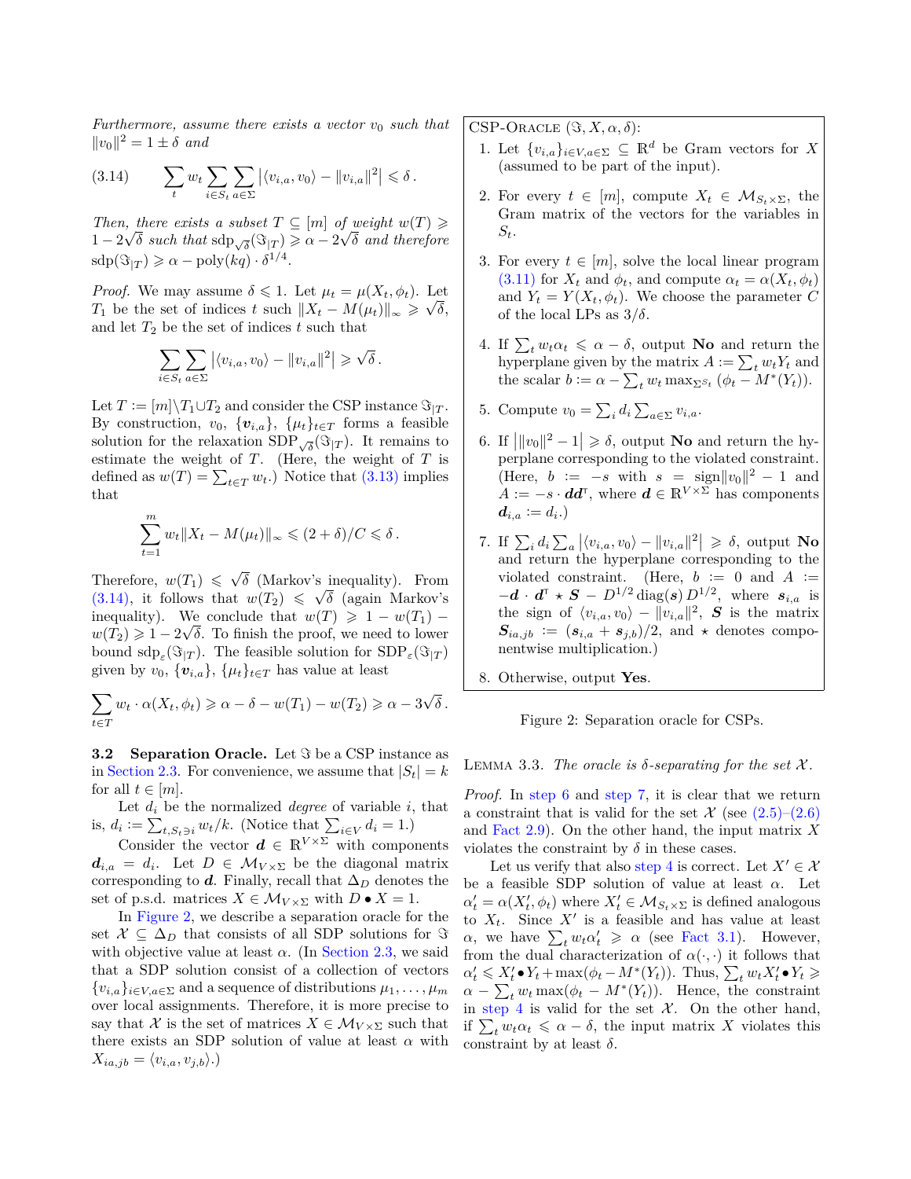*Furthermore, assume there exists a vector $v_0$ such that $\|v_0\|^2 = 1 \pm \delta$ and*

$$\sum_t w_t \sum_{i \in S_t} \sum_{a \in \Sigma} \left| \langle v_{i,a}, v_0 \rangle - \|v_{i,a}\|^2 \right| \leqslant \delta \,. \tag{3.14}$$

*Then, there exists a subset $T \subseteq [m]$ of weight $w(T) \geqslant 1 - 2\sqrt{\delta}$ such that $\mathrm{sdp}_{\sqrt{\delta}}(\Im_{|T}) \geqslant \alpha - 2\sqrt{\delta}$ and therefore $\mathrm{sdp}(\Im_{|T}) \geqslant \alpha - \mathrm{poly}(kq) \cdot \delta^{1/4}$.*

*Proof.* We may assume $\delta \leqslant 1$. Let $\mu_t = \mu(X_t, \phi_t)$. Let $T_1$ be the set of indices $t$ such $\|X_t - M(\mu_t)\|_\infty \geqslant \sqrt{\delta}$, and let $T_2$ be the set of indices $t$ such that

$$\sum_{i \in S_t} \sum_{a \in \Sigma} \left| \langle v_{i,a}, v_0 \rangle - \|v_{i,a}\|^2 \right| \geqslant \sqrt{\delta} \,.$$

Let $T := [m] \backslash T_1 \cup T_2$ and consider the CSP instance $\Im_{|T}$. By construction, $v_0$, $\{\boldsymbol{v}_{i,a}\}$, $\{\mu_t\}_{t \in T}$ forms a feasible solution for the relaxation $\mathrm{SDP}_{\sqrt{\delta}}(\Im_{|T})$. It remains to estimate the weight of $T$. (Here, the weight of $T$ is defined as $w(T) = \sum_{t \in T} w_t$.) Notice that (3.13) implies that

$$\sum_{t=1}^{m} w_t \|X_t - M(\mu_t)\|_\infty \leqslant (2 + \delta)/C \leqslant \delta \,.$$

Therefore, $w(T_1) \leqslant \sqrt{\delta}$ (Markov's inequality). From (3.14), it follows that $w(T_2) \leqslant \sqrt{\delta}$ (again Markov's inequality). We conclude that $w(T) \geqslant 1 - w(T_1) - w(T_2) \geqslant 1 - 2\sqrt{\delta}$. To finish the proof, we need to lower bound $\mathrm{sdp}_\varepsilon(\Im_{|T})$. The feasible solution for $\mathrm{SDP}_\varepsilon(\Im_{|T})$ given by $v_0$, $\{\boldsymbol{v}_{i,a}\}$, $\{\mu_t\}_{t \in T}$ has value at least

$$\sum_{t \in T} w_t \cdot \alpha(X_t, \phi_t) \geqslant \alpha - \delta - w(T_1) - w(T_2) \geqslant \alpha - 3\sqrt{\delta} \,.$$

**3.2 Separation Oracle.** Let $\Im$ be a CSP instance as in Section 2.3. For convenience, we assume that $|S_t| = k$ for all $t \in [m]$.

Let $d_i$ be the normalized *degree* of variable $i$, that is, $d_i := \sum_{t, S_t \ni i} w_t / k$. (Notice that $\sum_{i \in V} d_i = 1$.)

Consider the vector $\boldsymbol{d} \in \mathbb{R}^{V \times \Sigma}$ with components $\boldsymbol{d}_{i,a} = d_i$. Let $D \in \mathcal{M}_{V \times \Sigma}$ be the diagonal matrix corresponding to $\boldsymbol{d}$. Finally, recall that $\Delta_D$ denotes the set of p.s.d. matrices $X \in \mathcal{M}_{V \times \Sigma}$ with $D \bullet X = 1$.

In Figure 2, we describe a separation oracle for the set $\mathcal{X} \subseteq \Delta_D$ that consists of all SDP solutions for $\Im$ with objective value at least $\alpha$. (In Section 2.3, we said that a SDP solution consist of a collection of vectors $\{v_{i,a}\}_{i \in V, a \in \Sigma}$ and a sequence of distributions $\mu_1, \ldots, \mu_m$ over local assignments. Therefore, it is more precise to say that $\mathcal{X}$ is the set of matrices $X \in \mathcal{M}_{V \times \Sigma}$ such that there exists an SDP solution of value at least $\alpha$ with $X_{ia,jb} = \langle v_{i,a}, v_{j,b} \rangle$.)

CSP-ORACLE $(\Im, X, \alpha, \delta)$:

1. Let $\{v_{i,a}\}_{i \in V, a \in \Sigma} \subseteq \mathbb{R}^d$ be Gram vectors for $X$ (assumed to be part of the input).
2. For every $t \in [m]$, compute $X_t \in \mathcal{M}_{S_t \times \Sigma}$, the Gram matrix of the vectors for the variables in $S_t$.
3. For every $t \in [m]$, solve the local linear program (3.11) for $X_t$ and $\phi_t$, and compute $\alpha_t = \alpha(X_t, \phi_t)$ and $Y_t = Y(X_t, \phi_t)$. We choose the parameter $C$ of the local LPs as $3/\delta$.
4. If $\sum_t w_t \alpha_t \leqslant \alpha - \delta$, output **No** and return the hyperplane given by the matrix $A := \sum_t w_t Y_t$ and the scalar $b := \alpha - \sum_t w_t \max_{\Sigma^{S_t}} (\phi_t - M^*(Y_t))$.
5. Compute $v_0 = \sum_i d_i \sum_{a \in \Sigma} v_{i,a}$.
6. If $\left| \|v_0\|^2 - 1 \right| \geqslant \delta$, output **No** and return the hyperplane corresponding to the violated constraint. (Here, $b := -s$ with $s = \mathrm{sign}\|v_0\|^2 - 1$ and $A := -s \cdot \boldsymbol{d}\boldsymbol{d}^\intercal$, where $\boldsymbol{d} \in \mathbb{R}^{V \times \Sigma}$ has components $\boldsymbol{d}_{i,a} := d_i$.)
7. If $\sum_i d_i \sum_a \left| \langle v_{i,a}, v_0 \rangle - \|v_{i,a}\|^2 \right| \geqslant \delta$, output **No** and return the hyperplane corresponding to the violated constraint. (Here, $b := 0$ and $A := -\boldsymbol{d} \cdot \boldsymbol{d}^\intercal \star \boldsymbol{S} - D^{1/2} \,\mathrm{diag}(\boldsymbol{s})\, D^{1/2}$, where $\boldsymbol{s}_{i,a}$ is the sign of $\langle v_{i,a}, v_0 \rangle - \|v_{i,a}\|^2$, $\boldsymbol{S}$ is the matrix $\boldsymbol{S}_{ia,jb} := (\boldsymbol{s}_{i,a} + \boldsymbol{s}_{j,b})/2$, and $\star$ denotes componentwise multiplication.)
8. Otherwise, output **Yes**.

Figure 2: Separation oracle for CSPs.

LEMMA 3.3. *The oracle is $\delta$-separating for the set $\mathcal{X}$.*

*Proof.* In step 6 and step 7, it is clear that we return a constraint that is valid for the set $\mathcal{X}$ (see (2.5)–(2.6) and Fact 2.9). On the other hand, the input matrix $X$ violates the constraint by $\delta$ in these cases.

Let us verify that also step 4 is correct. Let $X' \in \mathcal{X}$ be a feasible SDP solution of value at least $\alpha$. Let $\alpha'_t = \alpha(X'_t, \phi_t)$ where $X'_t \in \mathcal{M}_{S_t \times \Sigma}$ is defined analogous to $X_t$. Since $X'$ is a feasible and has value at least $\alpha$, we have $\sum_t w_t \alpha'_t \geqslant \alpha$ (see Fact 3.1). However, from the dual characterization of $\alpha(\cdot, \cdot)$ it follows that $\alpha'_t \leqslant X'_t \bullet Y_t + \max(\phi_t - M^*(Y_t))$. Thus, $\sum_t w_t X'_t \bullet Y_t \geqslant \alpha - \sum_t w_t \max(\phi_t - M^*(Y_t))$. Hence, the constraint in step 4 is valid for the set $\mathcal{X}$. On the other hand, if $\sum_t w_t \alpha_t \leqslant \alpha - \delta$, the input matrix $X$ violates this constraint by at least $\delta$.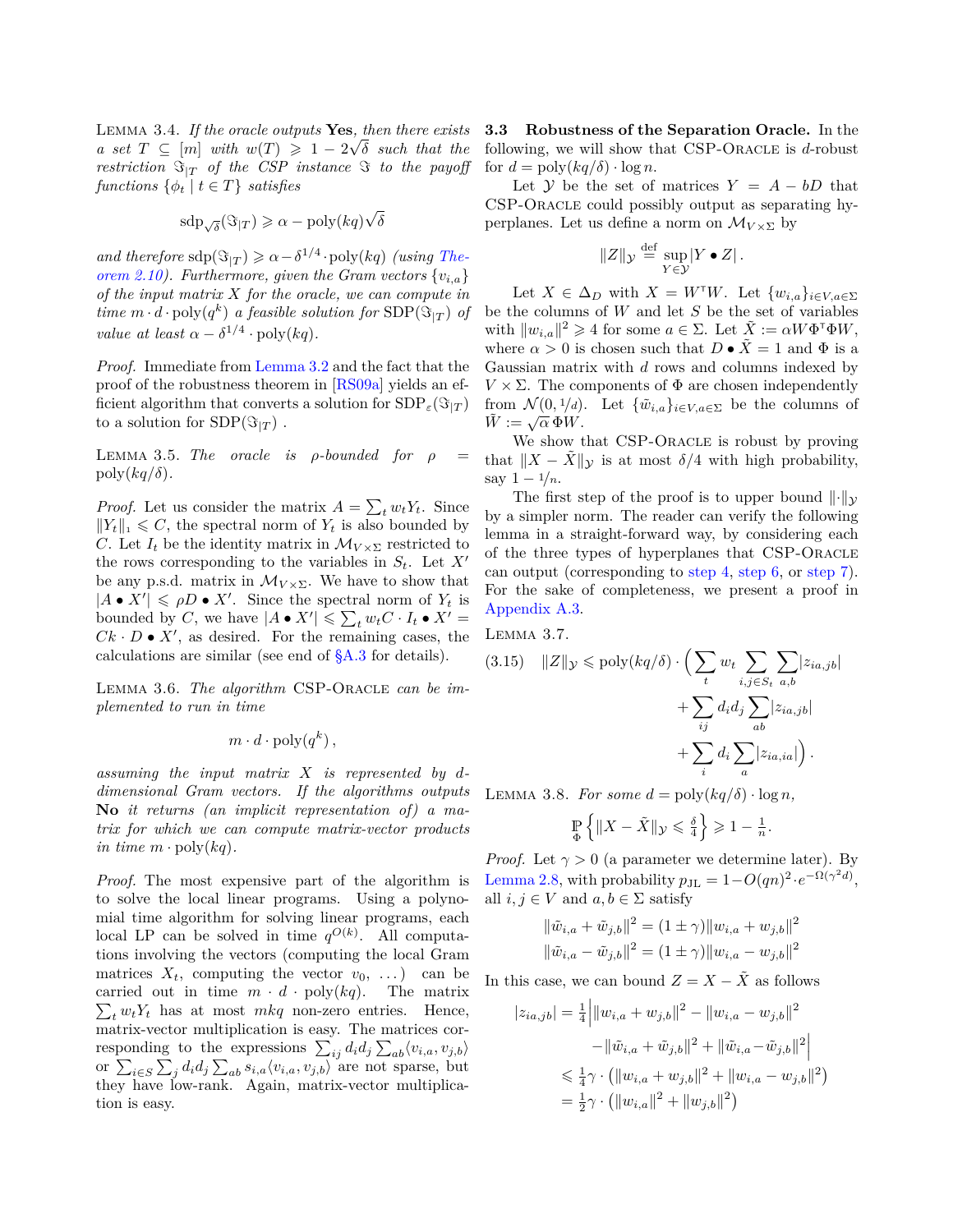LEMMA 3.4. *If the oracle outputs* **Yes***, then there exists a set* $T \subseteq [m]$ *with* $w(T) \geqslant 1 - 2\sqrt{\delta}$ *such that the restriction* $\Im_{|T}$ *of the CSP instance* $\Im$ *to the payoff functions* $\{\phi_t \mid t \in T\}$ *satisfies*

$$\mathrm{sdp}_{\sqrt{\delta}}(\Im_{|T}) \geqslant \alpha - \mathrm{poly}(kq)\sqrt{\delta}$$

*and therefore* $\mathrm{sdp}(\Im_{|T}) \geqslant \alpha - \delta^{1/4} \cdot \mathrm{poly}(kq)$ *(using Theorem 2.10). Furthermore, given the Gram vectors* $\{v_{i,a}\}$ *of the input matrix* $X$ *for the oracle, we can compute in time* $m \cdot d \cdot \mathrm{poly}(q^k)$ *a feasible solution for* $\mathrm{SDP}(\Im_{|T})$ *of value at least* $\alpha - \delta^{1/4} \cdot \mathrm{poly}(kq)$.

*Proof.* Immediate from Lemma 3.2 and the fact that the proof of the robustness theorem in [RS09a] yields an efficient algorithm that converts a solution for $\mathrm{SDP}_\varepsilon(\Im_{|T})$ to a solution for $\mathrm{SDP}(\Im_{|T})$ .

LEMMA 3.5. *The oracle is* $\rho$*-bounded for* $\rho = \mathrm{poly}(kq/\delta)$.

*Proof.* Let us consider the matrix $A = \sum_t w_t Y_t$. Since $\|Y_t\|_1 \leqslant C$, the spectral norm of $Y_t$ is also bounded by $C$. Let $I_t$ be the identity matrix in $\mathcal{M}_{V\times\Sigma}$ restricted to the rows corresponding to the variables in $S_t$. Let $X'$ be any p.s.d. matrix in $\mathcal{M}_{V\times\Sigma}$. We have to show that $|A \bullet X'| \leqslant \rho D \bullet X'$. Since the spectral norm of $Y_t$ is bounded by $C$, we have $|A \bullet X'| \leqslant \sum_t w_t C \cdot I_t \bullet X' = Ck \cdot D \bullet X'$, as desired. For the remaining cases, the calculations are similar (see end of §A.3 for details).

LEMMA 3.6. *The algorithm* CSP-ORACLE *can be implemented to run in time*

$$m \cdot d \cdot \mathrm{poly}(q^k),$$

*assuming the input matrix* $X$ *is represented by* $d$*-dimensional Gram vectors. If the algorithms outputs* **No** *it returns (an implicit representation of) a matrix for which we can compute matrix-vector products in time* $m \cdot \mathrm{poly}(kq)$.

*Proof.* The most expensive part of the algorithm is to solve the local linear programs. Using a polynomial time algorithm for solving linear programs, each local LP can be solved in time $q^{O(k)}$. All computations involving the vectors (computing the local Gram matrices $X_t$, computing the vector $v_0, \ldots$) can be carried out in time $m \cdot d \cdot \mathrm{poly}(kq)$. The matrix $\sum_t w_t Y_t$ has at most $mkq$ non-zero entries. Hence, matrix-vector multiplication is easy. The matrices corresponding to the expressions $\sum_{ij} d_i d_j \sum_{ab} \langle v_{i,a}, v_{j,b}\rangle$ or $\sum_{i\in S}\sum_j d_i d_j \sum_{ab} s_{i,a}\langle v_{i,a}, v_{j,b}\rangle$ are not sparse, but they have low-rank. Again, matrix-vector multiplication is easy.

### 3.3 Robustness of the Separation Oracle.

In the following, we will show that CSP-ORACLE is $d$-robust for $d = \mathrm{poly}(kq/\delta) \cdot \log n$.

Let $\mathcal{Y}$ be the set of matrices $Y = A - bD$ that CSP-ORACLE could possibly output as separating hyperplanes. Let us define a norm on $\mathcal{M}_{V\times\Sigma}$ by

$$\|Z\|_{\mathcal{Y}} \stackrel{\mathrm{def}}{=} \sup_{Y\in\mathcal{Y}} |Y \bullet Z|\,.$$

Let $X \in \Delta_D$ with $X = W^{\intercal} W$. Let $\{w_{i,a}\}_{i\in V, a\in\Sigma}$ be the columns of $W$ and let $S$ be the set of variables with $\|w_{i,a}\|^2 \geqslant 4$ for some $a \in \Sigma$. Let $\tilde{X} := \alpha W \Phi^{\intercal}\Phi W$, where $\alpha > 0$ is chosen such that $D \bullet \tilde{X} = 1$ and $\Phi$ is a Gaussian matrix with $d$ rows and columns indexed by $V \times \Sigma$. The components of $\Phi$ are chosen independently from $\mathcal{N}(0, 1/d)$. Let $\{\tilde{w}_{i,a}\}_{i\in V, a\in\Sigma}$ be the columns of $\tilde{W} := \sqrt{\alpha}\,\Phi W$.

We show that CSP-ORACLE is robust by proving that $\|X - \tilde{X}\|_{\mathcal{Y}}$ is at most $\delta/4$ with high probability, say $1 - 1/n$.

The first step of the proof is to upper bound $\|\cdot\|_{\mathcal{Y}}$ by a simpler norm. The reader can verify the following lemma in a straight-forward way, by considering each of the three types of hyperplanes that CSP-ORACLE can output (corresponding to step 4, step 6, or step 7). For the sake of completeness, we present a proof in Appendix A.3.

LEMMA 3.7.

$$\|Z\|_{\mathcal{Y}} \leqslant \mathrm{poly}(kq/\delta) \cdot \Big( \sum_t w_t \sum_{i,j\in S_t} \sum_{a,b} |z_{ia,jb}| + \sum_{ij} d_i d_j \sum_{ab} |z_{ia,jb}| + \sum_i d_i \sum_a |z_{ia,ia}| \Big). \tag{3.15}$$

LEMMA 3.8. *For some* $d = \mathrm{poly}(kq/\delta) \cdot \log n$,

$$\mathop{\mathbb{P}}_{\Phi}\left\{ \|X - \tilde{X}\|_{\mathcal{Y}} \leqslant \tfrac{\delta}{4} \right\} \geqslant 1 - \tfrac{1}{n}.$$

*Proof.* Let $\gamma > 0$ (a parameter we determine later). By Lemma 2.8, with probability $p_{\mathrm{JL}} = 1 - O(qn)^2 \cdot e^{-\Omega(\gamma^2 d)}$, all $i, j \in V$ and $a, b \in \Sigma$ satisfy

$$\|\tilde{w}_{i,a} + \tilde{w}_{j,b}\|^2 = (1 \pm \gamma)\|w_{i,a} + w_{j,b}\|^2$$
$$\|\tilde{w}_{i,a} - \tilde{w}_{j,b}\|^2 = (1 \pm \gamma)\|w_{i,a} - w_{j,b}\|^2$$

In this case, we can bound $Z = X - \tilde{X}$ as follows

$$\begin{aligned}
|z_{ia,jb}| &= \tfrac{1}{4}\Big| \|w_{i,a} + w_{j,b}\|^2 - \|w_{i,a} - w_{j,b}\|^2 \\
&\qquad - \|\tilde{w}_{i,a} + \tilde{w}_{j,b}\|^2 + \|\tilde{w}_{i,a} - \tilde{w}_{j,b}\|^2 \Big| \\
&\leqslant \tfrac{1}{4}\gamma \cdot \big( \|w_{i,a} + w_{j,b}\|^2 + \|w_{i,a} - w_{j,b}\|^2 \big) \\
&= \tfrac{1}{2}\gamma \cdot \big( \|w_{i,a}\|^2 + \|w_{j,b}\|^2 \big)
\end{aligned}$$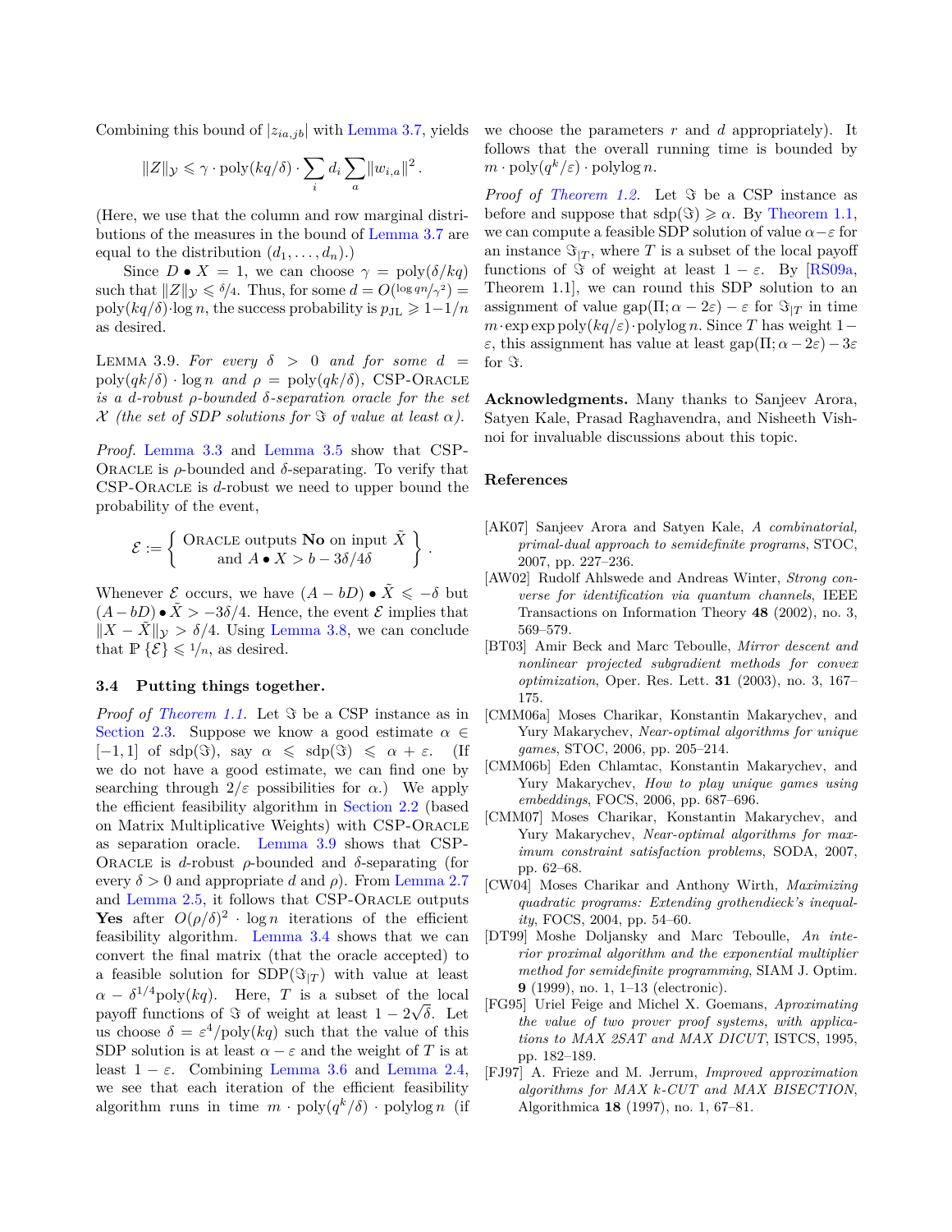Combining this bound of $|z_{ia,jb}|$ with Lemma 3.7, yields

$$\|Z\|_{\mathcal{Y}} \leqslant \gamma \cdot \mathrm{poly}(kq/\delta) \cdot \sum_i d_i \sum_a \|w_{i,a}\|^2 .$$

(Here, we use that the column and row marginal distributions of the measures in the bound of Lemma 3.7 are equal to the distribution $(d_1, \ldots, d_n)$.)

Since $D \bullet X = 1$, we can choose $\gamma = \mathrm{poly}(\delta/kq)$ such that $\|Z\|_{\mathcal{Y}} \leqslant \delta/4$. Thus, for some $d = O(\log qn/\gamma^2) = \mathrm{poly}(kq/\delta) \cdot \log n$, the success probability is $p_{\mathrm{JL}} \geqslant 1 - 1/n$ as desired.

Lemma 3.9. *For every $\delta > 0$ and for some $d = \mathrm{poly}(qk/\delta) \cdot \log n$ and $\rho = \mathrm{poly}(qk/\delta)$, CSP-Oracle is a $d$-robust $\rho$-bounded $\delta$-separation oracle for the set $\mathcal{X}$ (the set of SDP solutions for $\Im$ of value at least $\alpha$).*

*Proof.* Lemma 3.3 and Lemma 3.5 show that CSP-Oracle is $\rho$-bounded and $\delta$-separating. To verify that CSP-Oracle is $d$-robust we need to upper bound the probability of the event,

$$\mathcal{E} := \left\{ \begin{array}{c} \text{Oracle outputs } \textbf{No} \text{ on input } \tilde{X} \\ \text{and } A \bullet X > b - 3\delta/4\delta \end{array} \right\} .$$

Whenever $\mathcal{E}$ occurs, we have $(A - bD) \bullet \tilde{X} \leqslant -\delta$ but $(A - bD) \bullet \tilde{X} > -3\delta/4$. Hence, the event $\mathcal{E}$ implies that $\|X - \tilde{X}\|_{\mathcal{Y}} > \delta/4$. Using Lemma 3.8, we can conclude that $\mathbb{P}\{\mathcal{E}\} \leqslant 1/n$, as desired.

### 3.4 Putting things together.

*Proof of Theorem 1.1.* Let $\Im$ be a CSP instance as in Section 2.3. Suppose we know a good estimate $\alpha \in [-1, 1]$ of $\mathrm{sdp}(\Im)$, say $\alpha \leqslant \mathrm{sdp}(\Im) \leqslant \alpha + \varepsilon$. (If we do not have a good estimate, we can find one by searching through $2/\varepsilon$ possibilities for $\alpha$.) We apply the efficient feasibility algorithm in Section 2.2 (based on Matrix Multiplicative Weights) with CSP-Oracle as separation oracle. Lemma 3.9 shows that CSP-Oracle is $d$-robust $\rho$-bounded and $\delta$-separating (for every $\delta > 0$ and appropriate $d$ and $\rho$). From Lemma 2.7 and Lemma 2.5, it follows that CSP-Oracle outputs **Yes** after $O(\rho/\delta)^2 \cdot \log n$ iterations of the efficient feasibility algorithm. Lemma 3.4 shows that we can convert the final matrix (that the oracle accepted) to a feasible solution for $\mathrm{SDP}(\Im_{|T})$ with value at least $\alpha - \delta^{1/4}\mathrm{poly}(kq)$. Here, $T$ is a subset of the local payoff functions of $\Im$ of weight at least $1 - 2\sqrt{\delta}$. Let us choose $\delta = \varepsilon^4/\mathrm{poly}(kq)$ such that the value of this SDP solution is at least $\alpha - \varepsilon$ and the weight of $T$ is at least $1 - \varepsilon$. Combining Lemma 3.6 and Lemma 2.4, we see that each iteration of the efficient feasibility algorithm runs in time $m \cdot \mathrm{poly}(q^k/\delta) \cdot \mathrm{polylog}\, n$ (if we choose the parameters $r$ and $d$ appropriately). It follows that the overall running time is bounded by $m \cdot \mathrm{poly}(q^k/\varepsilon) \cdot \mathrm{polylog}\, n$.

*Proof of Theorem 1.2.* Let $\Im$ be a CSP instance as before and suppose that $\mathrm{sdp}(\Im) \geqslant \alpha$. By Theorem 1.1, we can compute a feasible SDP solution of value $\alpha - \varepsilon$ for an instance $\Im_{|T}$, where $T$ is a subset of the local payoff functions of $\Im$ of weight at least $1 - \varepsilon$. By [RS09a, Theorem 1.1], we can round this SDP solution to an assignment of value $\mathrm{gap}(\Pi; \alpha - 2\varepsilon) - \varepsilon$ for $\Im_{|T}$ in time $m \cdot \exp\exp \mathrm{poly}(kq/\varepsilon) \cdot \mathrm{polylog}\, n$. Since $T$ has weight $1 - \varepsilon$, this assignment has value at least $\mathrm{gap}(\Pi; \alpha - 2\varepsilon) - 3\varepsilon$ for $\Im$.

**Acknowledgments.** Many thanks to Sanjeev Arora, Satyen Kale, Prasad Raghavendra, and Nisheeth Vishnoi for invaluable discussions about this topic.

## References

[AK07] Sanjeev Arora and Satyen Kale, *A combinatorial, primal-dual approach to semidefinite programs*, STOC, 2007, pp. 227–236.

[AW02] Rudolf Ahlswede and Andreas Winter, *Strong converse for identification via quantum channels*, IEEE Transactions on Information Theory **48** (2002), no. 3, 569–579.

[BT03] Amir Beck and Marc Teboulle, *Mirror descent and nonlinear projected subgradient methods for convex optimization*, Oper. Res. Lett. **31** (2003), no. 3, 167–175.

[CMM06a] Moses Charikar, Konstantin Makarychev, and Yury Makarychev, *Near-optimal algorithms for unique games*, STOC, 2006, pp. 205–214.

[CMM06b] Eden Chlamtac, Konstantin Makarychev, and Yury Makarychev, *How to play unique games using embeddings*, FOCS, 2006, pp. 687–696.

[CMM07] Moses Charikar, Konstantin Makarychev, and Yury Makarychev, *Near-optimal algorithms for maximum constraint satisfaction problems*, SODA, 2007, pp. 62–68.

[CW04] Moses Charikar and Anthony Wirth, *Maximizing quadratic programs: Extending grothendieck's inequality*, FOCS, 2004, pp. 54–60.

[DT99] Moshe Doljansky and Marc Teboulle, *An interior proximal algorithm and the exponential multiplier method for semidefinite programming*, SIAM J. Optim. **9** (1999), no. 1, 1–13 (electronic).

[FG95] Uriel Feige and Michel X. Goemans, *Aproximating the value of two prover proof systems, with applications to MAX 2SAT and MAX DICUT*, ISTCS, 1995, pp. 182–189.

[FJ97] A. Frieze and M. Jerrum, *Improved approximation algorithms for MAX k-CUT and MAX BISECTION*, Algorithmica **18** (1997), no. 1, 67–81.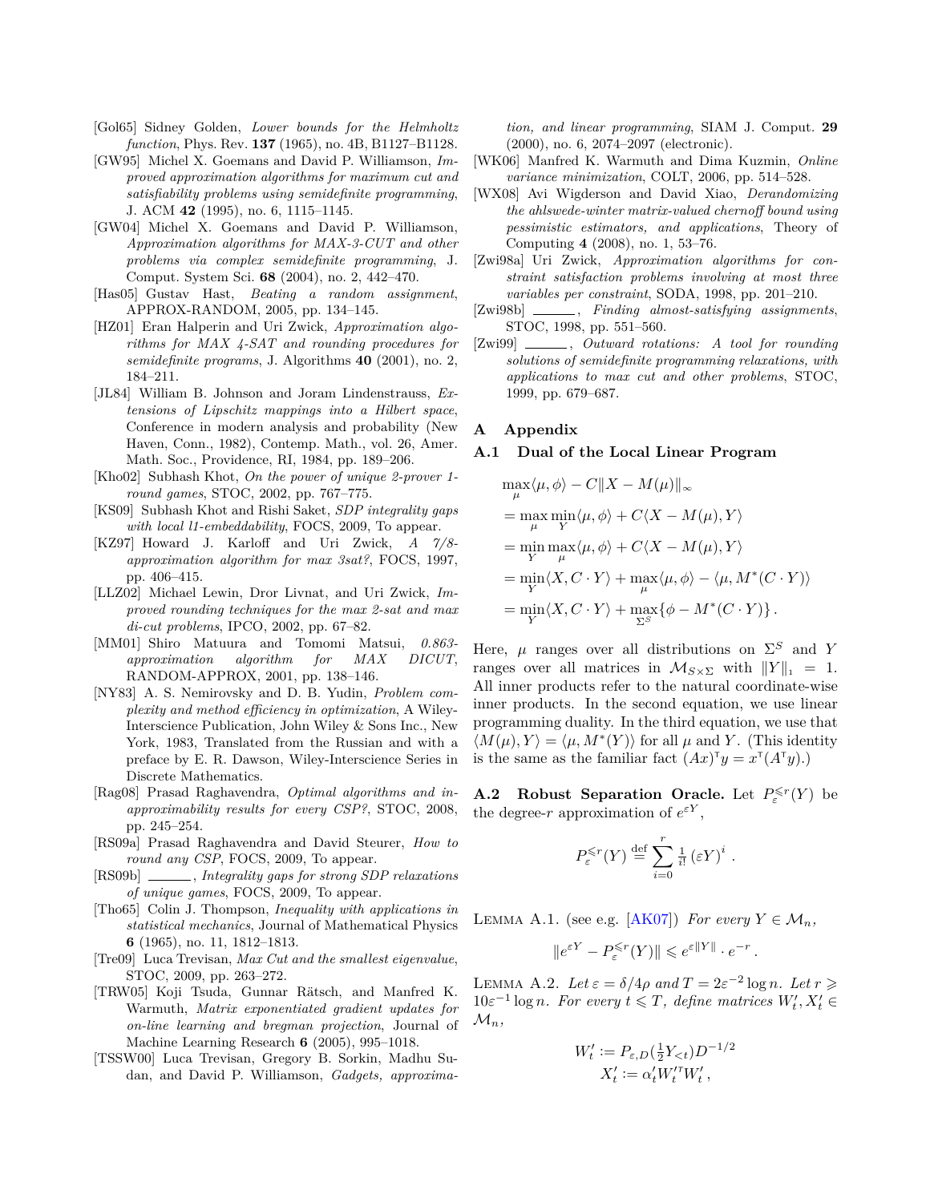[Gol65] Sidney Golden, *Lower bounds for the Helmholtz function*, Phys. Rev. **137** (1965), no. 4B, B1127–B1128.

[GW95] Michel X. Goemans and David P. Williamson, *Improved approximation algorithms for maximum cut and satisfiability problems using semidefinite programming*, J. ACM **42** (1995), no. 6, 1115–1145.

[GW04] Michel X. Goemans and David P. Williamson, *Approximation algorithms for MAX-3-CUT and other problems via complex semidefinite programming*, J. Comput. System Sci. **68** (2004), no. 2, 442–470.

[Has05] Gustav Hast, *Beating a random assignment*, APPROX-RANDOM, 2005, pp. 134–145.

[HZ01] Eran Halperin and Uri Zwick, *Approximation algorithms for MAX 4-SAT and rounding procedures for semidefinite programs*, J. Algorithms **40** (2001), no. 2, 184–211.

[JL84] William B. Johnson and Joram Lindenstrauss, *Extensions of Lipschitz mappings into a Hilbert space*, Conference in modern analysis and probability (New Haven, Conn., 1982), Contemp. Math., vol. 26, Amer. Math. Soc., Providence, RI, 1984, pp. 189–206.

[Kho02] Subhash Khot, *On the power of unique 2-prover 1-round games*, STOC, 2002, pp. 767–775.

[KS09] Subhash Khot and Rishi Saket, *SDP integrality gaps with local l1-embeddability*, FOCS, 2009, To appear.

[KZ97] Howard J. Karloff and Uri Zwick, *A 7/8-approximation algorithm for max 3sat?*, FOCS, 1997, pp. 406–415.

[LLZ02] Michael Lewin, Dror Livnat, and Uri Zwick, *Improved rounding techniques for the max 2-sat and max di-cut problems*, IPCO, 2002, pp. 67–82.

[MM01] Shiro Matuura and Tomomi Matsui, *0.863-approximation algorithm for MAX DICUT*, RANDOM-APPROX, 2001, pp. 138–146.

[NY83] A. S. Nemirovsky and D. B. Yudin, *Problem complexity and method efficiency in optimization*, A Wiley-Interscience Publication, John Wiley & Sons Inc., New York, 1983, Translated from the Russian and with a preface by E. R. Dawson, Wiley-Interscience Series in Discrete Mathematics.

[Rag08] Prasad Raghavendra, *Optimal algorithms and inapproximability results for every CSP?*, STOC, 2008, pp. 245–254.

[RS09a] Prasad Raghavendra and David Steurer, *How to round any CSP*, FOCS, 2009, To appear.

[RS09b] ———, *Integrality gaps for strong SDP relaxations of unique games*, FOCS, 2009, To appear.

[Tho65] Colin J. Thompson, *Inequality with applications in statistical mechanics*, Journal of Mathematical Physics **6** (1965), no. 11, 1812–1813.

[Tre09] Luca Trevisan, *Max Cut and the smallest eigenvalue*, STOC, 2009, pp. 263–272.

[TRW05] Koji Tsuda, Gunnar Rätsch, and Manfred K. Warmuth, *Matrix exponentiated gradient updates for on-line learning and bregman projection*, Journal of Machine Learning Research **6** (2005), 995–1018.

[TSSW00] Luca Trevisan, Gregory B. Sorkin, Madhu Sudan, and David P. Williamson, *Gadgets, approximation, and linear programming*, SIAM J. Comput. **29** (2000), no. 6, 2074–2097 (electronic).

[WK06] Manfred K. Warmuth and Dima Kuzmin, *Online variance minimization*, COLT, 2006, pp. 514–528.

[WX08] Avi Wigderson and David Xiao, *Derandomizing the ahlswede-winter matrix-valued chernoff bound using pessimistic estimators, and applications*, Theory of Computing **4** (2008), no. 1, 53–76.

[Zwi98a] Uri Zwick, *Approximation algorithms for constraint satisfaction problems involving at most three variables per constraint*, SODA, 1998, pp. 201–210.

[Zwi98b] ———, *Finding almost-satisfying assignments*, STOC, 1998, pp. 551–560.

[Zwi99] ———, *Outward rotations: A tool for rounding solutions of semidefinite programming relaxations, with applications to max cut and other problems*, STOC, 1999, pp. 679–687.

# A Appendix

## A.1 Dual of the Local Linear Program

$$\begin{aligned}
&\max_{\mu} \langle \mu, \phi \rangle - C\|X - M(\mu)\|_\infty \\
&= \max_{\mu} \min_{Y} \langle \mu, \phi \rangle + C\langle X - M(\mu), Y \rangle \\
&= \min_{Y} \max_{\mu} \langle \mu, \phi \rangle + C\langle X - M(\mu), Y \rangle \\
&= \min_{Y} \langle X, C \cdot Y \rangle + \max_{\mu} \langle \mu, \phi \rangle - \langle \mu, M^*(C \cdot Y) \rangle \\
&= \min_{Y} \langle X, C \cdot Y \rangle + \max_{\Sigma^S} \{ \phi - M^*(C \cdot Y) \} .
\end{aligned}$$

Here, $\mu$ ranges over all distributions on $\Sigma^S$ and $Y$ ranges over all matrices in $\mathcal{M}_{S\times\Sigma}$ with $\|Y\|_1 = 1$. All inner products refer to the natural coordinate-wise inner products. In the second equation, we use linear programming duality. In the third equation, we use that $\langle M(\mu), Y \rangle = \langle \mu, M^*(Y) \rangle$ for all $\mu$ and $Y$. (This identity is the same as the familiar fact $(Ax)^\intercal y = x^\intercal (A^\intercal y)$.)

**A.2 Robust Separation Oracle.** Let $P_{\varepsilon}^{\leqslant r}(Y)$ be the degree-$r$ approximation of $e^{\varepsilon Y}$,

$$P_{\varepsilon}^{\leqslant r}(Y) \stackrel{\text{def}}{=} \sum_{i=0}^{r} \tfrac{1}{i!} (\varepsilon Y)^i .$$

LEMMA A.1. (see e.g. [AK07]) *For every $Y \in \mathcal{M}_n$,*

$$\|e^{\varepsilon Y} - P_{\varepsilon}^{\leqslant r}(Y)\| \leqslant e^{\varepsilon\|Y\|} \cdot e^{-r} .$$

LEMMA A.2. *Let $\varepsilon = \delta/4\rho$ and $T = 2\varepsilon^{-2}\log n$. Let $r \geqslant 10\varepsilon^{-1}\log n$. For every $t \leqslant T$, define matrices $W'_t, X'_t \in \mathcal{M}_n$,*

$$\begin{aligned}
W'_t &:= P_{\varepsilon,D}(\tfrac{1}{2}Y_{<t})D^{-1/2} \\
X'_t &:= \alpha'_t W_t'^{\intercal} W'_t ,
\end{aligned}$$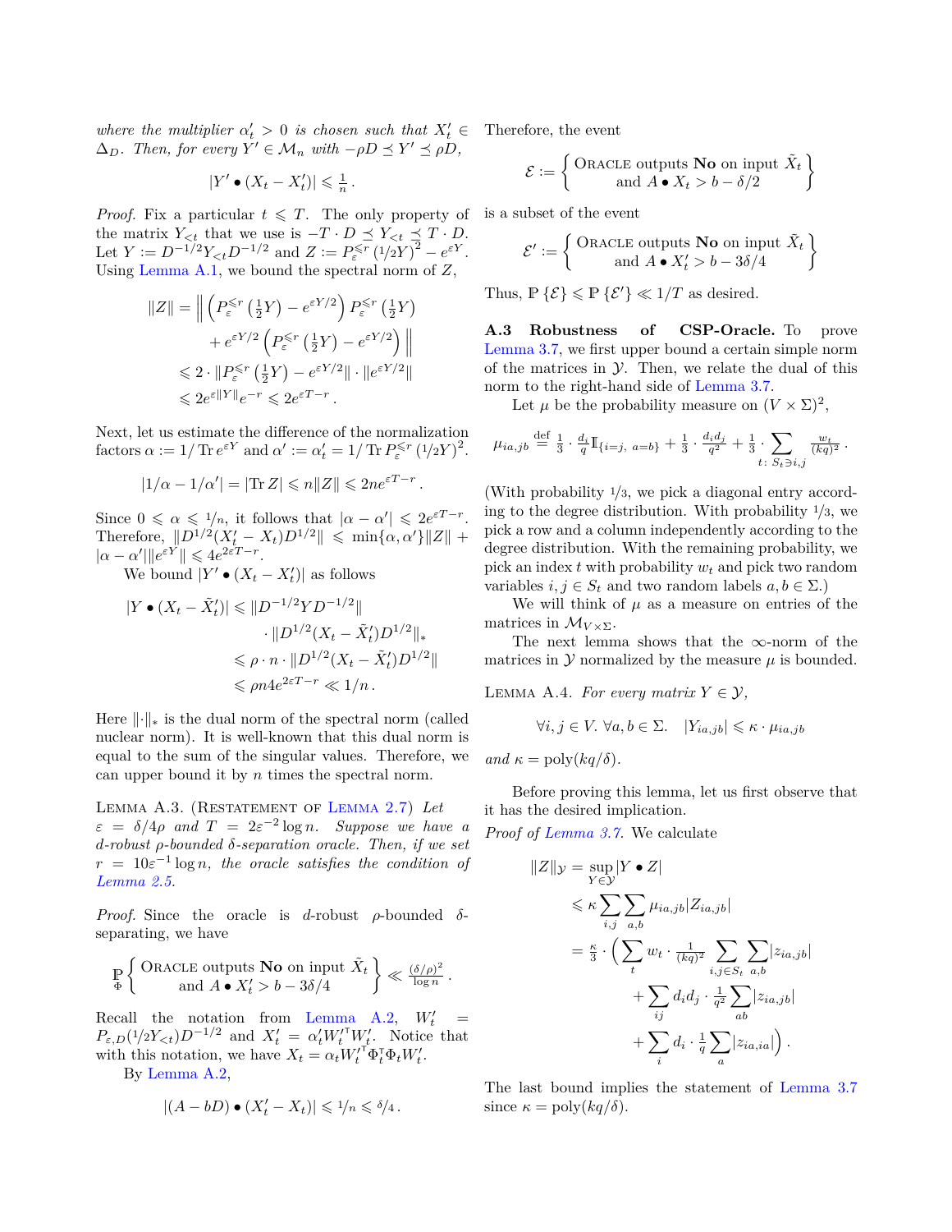*where the multiplier $\alpha'_t > 0$ is chosen such that $X'_t \in \Delta_D$. Then, for every $Y' \in \mathcal{M}_n$ with $-\rho D \preceq Y' \preceq \rho D$,*

$$|Y' \bullet (X_t - X'_t)| \leqslant \tfrac{1}{n}\,.$$

*Proof.* Fix a particular $t \leqslant T$. The only property of the matrix $Y_{<t}$ that we use is $-T \cdot D \preceq Y_{<t} \preceq T \cdot D$. Let $Y := D^{-1/2} Y_{<t} D^{-1/2}$ and $Z := P_\varepsilon^{\leqslant r}\left(\tfrac{1}{2}Y\right)^2 - e^{\varepsilon Y}$. Using Lemma A.1, we bound the spectral norm of $Z$,

$$\begin{aligned}
\|Z\| &= \Big\| \left(P_\varepsilon^{\leqslant r}\left(\tfrac{1}{2}Y\right) - e^{\varepsilon Y/2}\right) P_\varepsilon^{\leqslant r}\left(\tfrac{1}{2}Y\right) \\
&\quad + e^{\varepsilon Y/2}\left(P_\varepsilon^{\leqslant r}\left(\tfrac{1}{2}Y\right) - e^{\varepsilon Y/2}\right) \Big\| \\
&\leqslant 2 \cdot \|P_\varepsilon^{\leqslant r}\left(\tfrac{1}{2}Y\right) - e^{\varepsilon Y/2}\| \cdot \|e^{\varepsilon Y/2}\| \\
&\leqslant 2 e^{\varepsilon \|Y\|} e^{-r} \leqslant 2 e^{\varepsilon T - r}\,.
\end{aligned}$$

Next, let us estimate the difference of the normalization factors $\alpha := 1/\operatorname{Tr} e^{\varepsilon Y}$ and $\alpha' := \alpha'_t = 1/\operatorname{Tr} P_\varepsilon^{\leqslant r}(1/2 Y)^2$.

$$|1/\alpha - 1/\alpha'| = |\operatorname{Tr} Z| \leqslant n\|Z\| \leqslant 2ne^{\varepsilon T - r}\,.$$

Since $0 \leqslant \alpha \leqslant 1/n$, it follows that $|\alpha - \alpha'| \leqslant 2e^{\varepsilon T - r}$. Therefore, $\|D^{1/2}(X'_t - X_t)D^{1/2}\| \leqslant \min\{\alpha, \alpha'\}\|Z\| + |\alpha - \alpha'|\|e^{\varepsilon Y}\| \leqslant 4e^{2\varepsilon T - r}$.

We bound $|Y' \bullet (X_t - X'_t)|$ as follows

$$\begin{aligned}
|Y \bullet (X_t - \tilde{X}'_t)| &\leqslant \|D^{-1/2} Y D^{-1/2}\| \\
&\quad \cdot \|D^{1/2}(X_t - \tilde{X}'_t)D^{1/2}\|_* \\
&\leqslant \rho \cdot n \cdot \|D^{1/2}(X_t - \tilde{X}'_t)D^{1/2}\| \\
&\leqslant \rho n 4 e^{2\varepsilon T - r} \ll 1/n\,.
\end{aligned}$$

Here $\|\cdot\|_*$ is the dual norm of the spectral norm (called nuclear norm). It is well-known that this dual norm is equal to the sum of the singular values. Therefore, we can upper bound it by $n$ times the spectral norm.

Lemma A.3. (Restatement of Lemma 2.7) *Let $\varepsilon = \delta/4\rho$ and $T = 2\varepsilon^{-2}\log n$. Suppose we have a $d$-robust $\rho$-bounded $\delta$-separation oracle. Then, if we set $r = 10\varepsilon^{-1}\log n$, the oracle satisfies the condition of Lemma 2.5.*

*Proof.* Since the oracle is $d$-robust $\rho$-bounded $\delta$-separating, we have

$$\mathop{\mathbb{P}}_{\Phi}\left\{ \begin{array}{c} \text{Oracle outputs } \textbf{No} \text{ on input } \tilde{X}_t \\ \text{and } A \bullet X'_t > b - 3\delta/4 \end{array} \right\} \ll \frac{(\delta/\rho)^2}{\log n}\,.$$

Recall the notation from Lemma A.2, $W'_t = P_{\varepsilon,D}(1/2 Y_{<t})D^{-1/2}$ and $X'_t = \alpha'_t {W'_t}^{\intercal} W'_t$. Notice that with this notation, we have $X_t = \alpha_t {W'_t}^{\intercal} \Phi_t^{\intercal} \Phi_t W'_t$.

By Lemma A.2,

$$|(A - bD) \bullet (X'_t - X_t)| \leqslant 1/n \leqslant \delta/4\,.$$

Therefore, the event

$$\mathcal{E} := \left\{ \begin{array}{c} \text{Oracle outputs } \textbf{No} \text{ on input } \tilde{X}_t \\ \text{and } A \bullet X_t > b - \delta/2 \end{array} \right\}$$

is a subset of the event

$$\mathcal{E}' := \left\{ \begin{array}{c} \text{Oracle outputs } \textbf{No} \text{ on input } \tilde{X}_t \\ \text{and } A \bullet X'_t > b - 3\delta/4 \end{array} \right\}$$

Thus, $\mathbb{P}\{\mathcal{E}\} \leqslant \mathbb{P}\{\mathcal{E}'\} \ll 1/T$ as desired.

**A.3 Robustness of CSP-Oracle.** To prove Lemma 3.7, we first upper bound a certain simple norm of the matrices in $\mathcal{Y}$. Then, we relate the dual of this norm to the right-hand side of Lemma 3.7.

Let $\mu$ be the probability measure on $(V \times \Sigma)^2$,

$$\mu_{ia,jb} \stackrel{\text{def}}{=} \tfrac{1}{3} \cdot \tfrac{d_i}{q} \mathbb{I}_{\{i=j,\ a=b\}} + \tfrac{1}{3} \cdot \tfrac{d_i d_j}{q^2} + \tfrac{1}{3} \cdot \sum_{t:\ S_t \ni i,j} \tfrac{w_t}{(kq)^2}\,.$$

(With probability $1/3$, we pick a diagonal entry according to the degree distribution. With probability $1/3$, we pick a row and a column independently according to the degree distribution. With the remaining probability, we pick an index $t$ with probability $w_t$ and pick two random variables $i, j \in S_t$ and two random labels $a, b \in \Sigma$.)

We will think of $\mu$ as a measure on entries of the matrices in $\mathcal{M}_{V\times\Sigma}$.

The next lemma shows that the $\infty$-norm of the matrices in $\mathcal{Y}$ normalized by the measure $\mu$ is bounded.

Lemma A.4. *For every matrix $Y \in \mathcal{Y}$,*

$$\forall i,j \in V.\ \forall a,b \in \Sigma. \quad |Y_{ia,jb}| \leqslant \kappa \cdot \mu_{ia,jb}$$

*and $\kappa = \operatorname{poly}(kq/\delta)$.*

Before proving this lemma, let us first observe that it has the desired implication.

*Proof of Lemma 3.7.* We calculate

$$\begin{aligned}
\|Z\|_{\mathcal{Y}} &= \sup_{Y\in\mathcal{Y}} |Y \bullet Z| \\
&\leqslant \kappa \sum_{i,j}\sum_{a,b} \mu_{ia,jb}|Z_{ia,jb}| \\
&= \tfrac{\kappa}{3} \cdot \Big( \sum_t w_t \cdot \tfrac{1}{(kq)^2} \sum_{i,j\in S_t}\sum_{a,b} |z_{ia,jb}| \\
&\quad + \sum_{ij} d_i d_j \cdot \tfrac{1}{q^2} \sum_{ab} |z_{ia,jb}| \\
&\quad + \sum_i d_i \cdot \tfrac{1}{q} \sum_a |z_{ia,ia}| \Big)\,.
\end{aligned}$$

The last bound implies the statement of Lemma 3.7 since $\kappa = \operatorname{poly}(kq/\delta)$.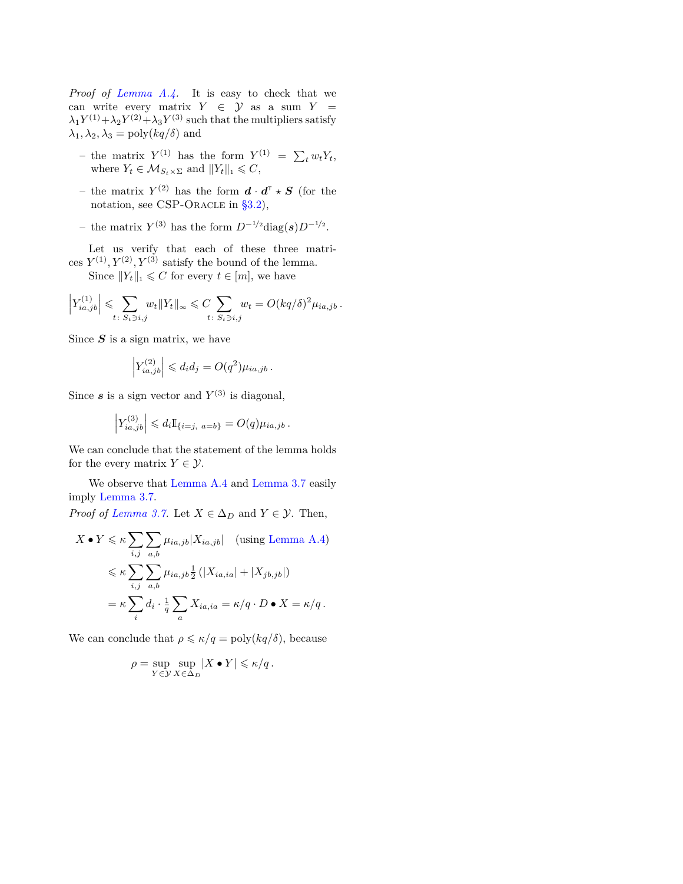*Proof of Lemma A.4.* It is easy to check that we can write every matrix $Y \in \mathcal{Y}$ as a sum $Y = \lambda_1 Y^{(1)} + \lambda_2 Y^{(2)} + \lambda_3 Y^{(3)}$ such that the multipliers satisfy $\lambda_1, \lambda_2, \lambda_3 = \mathrm{poly}(kq/\delta)$ and

- the matrix $Y^{(1)}$ has the form $Y^{(1)} = \sum_t w_t Y_t$, where $Y_t \in \mathcal{M}_{S_t \times \Sigma}$ and $\|Y_t\|_1 \leqslant C$,
- the matrix $Y^{(2)}$ has the form $\boldsymbol{d} \cdot \boldsymbol{d}^\intercal \star \boldsymbol{S}$ (for the notation, see CSP-Oracle in §3.2),
- the matrix $Y^{(3)}$ has the form $D^{-1/2} \mathrm{diag}(\boldsymbol{s}) D^{-1/2}$.

Let us verify that each of these three matrices $Y^{(1)}, Y^{(2)}, Y^{(3)}$ satisfy the bound of the lemma.

Since $\|Y_t\|_1 \leqslant C$ for every $t \in [m]$, we have

$$\left|Y^{(1)}_{ia,jb}\right| \leqslant \sum_{t\colon S_t \ni i,j} w_t \|Y_t\|_\infty \leqslant C \sum_{t\colon S_t \ni i,j} w_t = O(kq/\delta)^2 \mu_{ia,jb}\,.$$

Since $\boldsymbol{S}$ is a sign matrix, we have

$$\left|Y^{(2)}_{ia,jb}\right| \leqslant d_i d_j = O(q^2) \mu_{ia,jb}\,.$$

Since $\boldsymbol{s}$ is a sign vector and $Y^{(3)}$ is diagonal,

$$\left|Y^{(3)}_{ia,jb}\right| \leqslant d_i \mathbb{I}_{\{i=j,\ a=b\}} = O(q) \mu_{ia,jb}\,.$$

We can conclude that the statement of the lemma holds for the every matrix $Y \in \mathcal{Y}$.

We observe that Lemma A.4 and Lemma 3.7 easily imply Lemma 3.7.

*Proof of Lemma 3.7.* Let $X \in \Delta_D$ and $Y \in \mathcal{Y}$. Then,

$$\begin{aligned}
X \bullet Y &\leqslant \kappa \sum_{i,j} \sum_{a,b} \mu_{ia,jb} |X_{ia,jb}| \quad \text{(using Lemma A.4)} \\
&\leqslant \kappa \sum_{i,j} \sum_{a,b} \mu_{ia,jb} \tfrac{1}{2} \left(|X_{ia,ia}| + |X_{jb,jb}|\right) \\
&= \kappa \sum_i d_i \cdot \tfrac{1}{q} \sum_a X_{ia,ia} = \kappa/q \cdot D \bullet X = \kappa/q\,.
\end{aligned}$$

We can conclude that $\rho \leqslant \kappa/q = \mathrm{poly}(kq/\delta)$, because

$$\rho = \sup_{Y \in \mathcal{Y}} \sup_{X \in \Delta_D} |X \bullet Y| \leqslant \kappa/q\,.$$